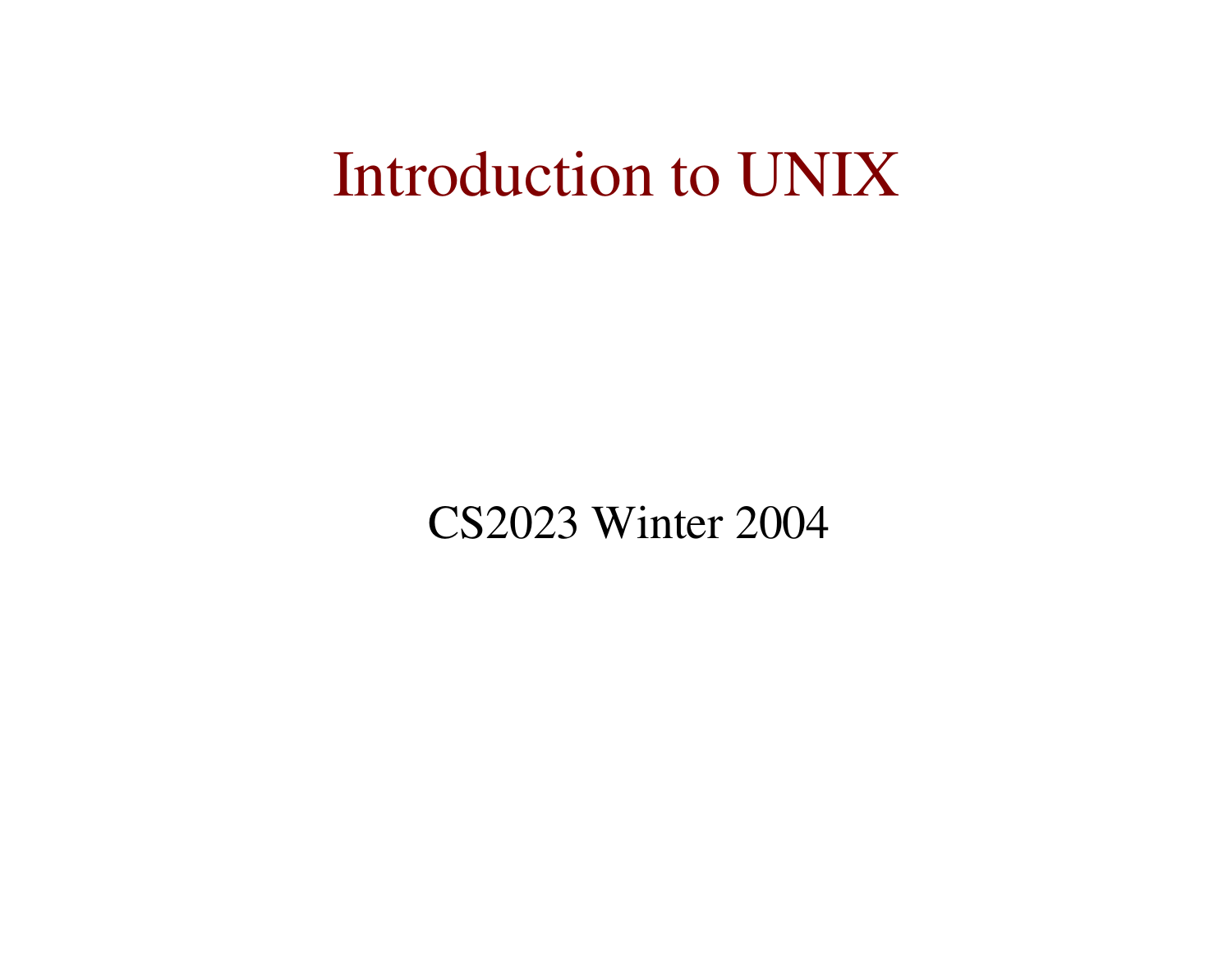# Introduction to UNIX

CS2023 Winter 2004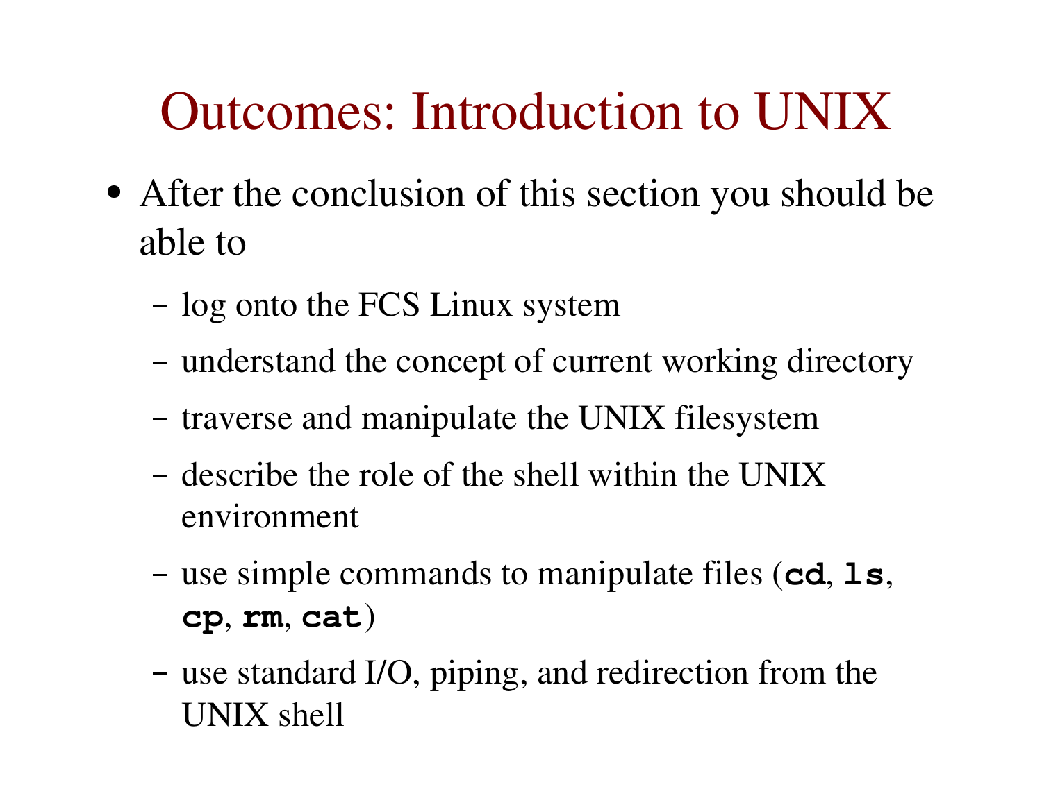# Outcomes: Introduction to UNIX

- After the conclusion of this section you should be able to
  - log onto the FCS Linux system
  - understand the concept of current working directory
  - traverse and manipulate the UNIX filesystem
  - describe the role of the shell within the UNIX environment
  - use simple commands to manipulate files (**`cd`**, **`ls`**, **`cp`**, **`rm`**, **`cat`**)
  - use standard I/O, piping, and redirection from the UNIX shell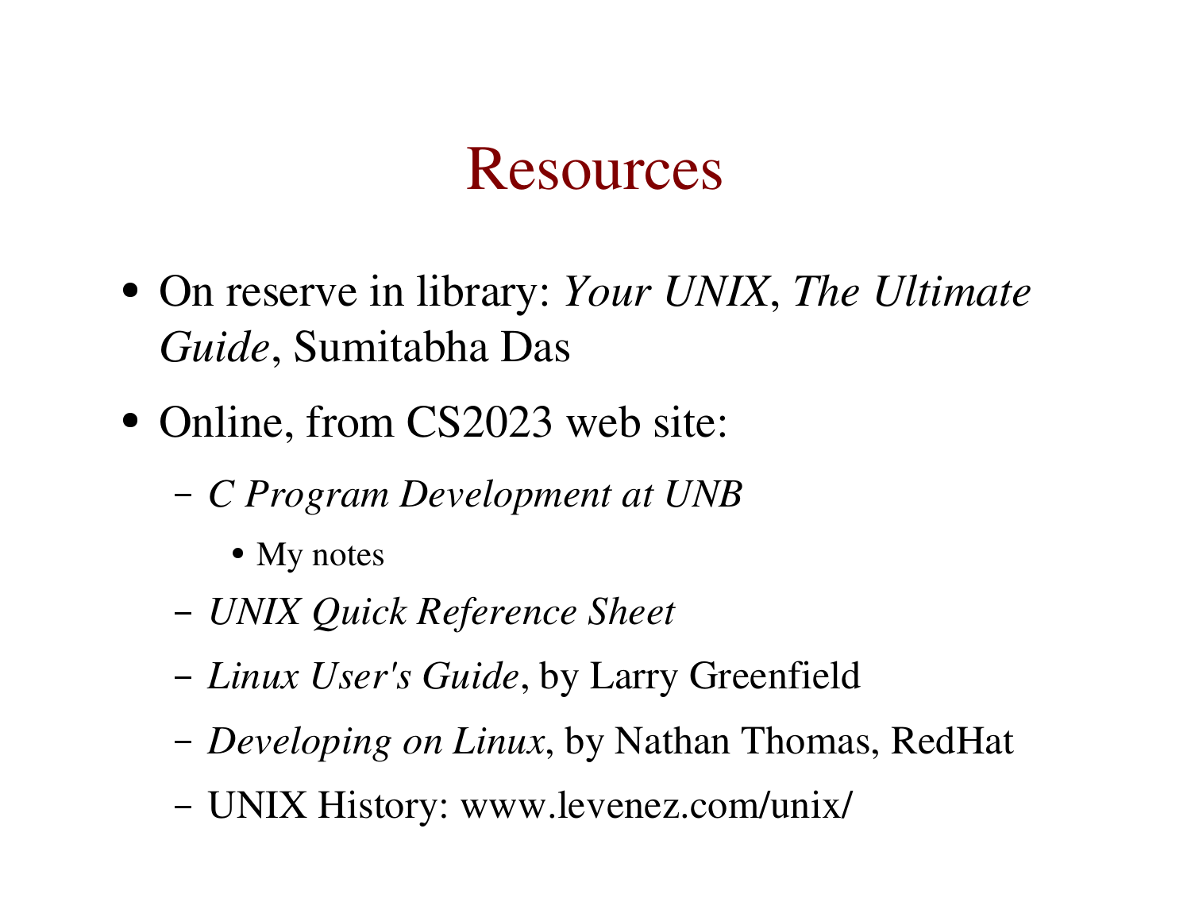# Resources

- On reserve in library: *Your UNIX*, *The Ultimate Guide*, Sumitabha Das
- Online, from CS2023 web site:
  - *C Program Development at UNB*
    - My notes
  - *UNIX Quick Reference Sheet*
  - *Linux User's Guide*, by Larry Greenfield
  - *Developing on Linux*, by Nathan Thomas, RedHat
  - UNIX History: www.levenez.com/unix/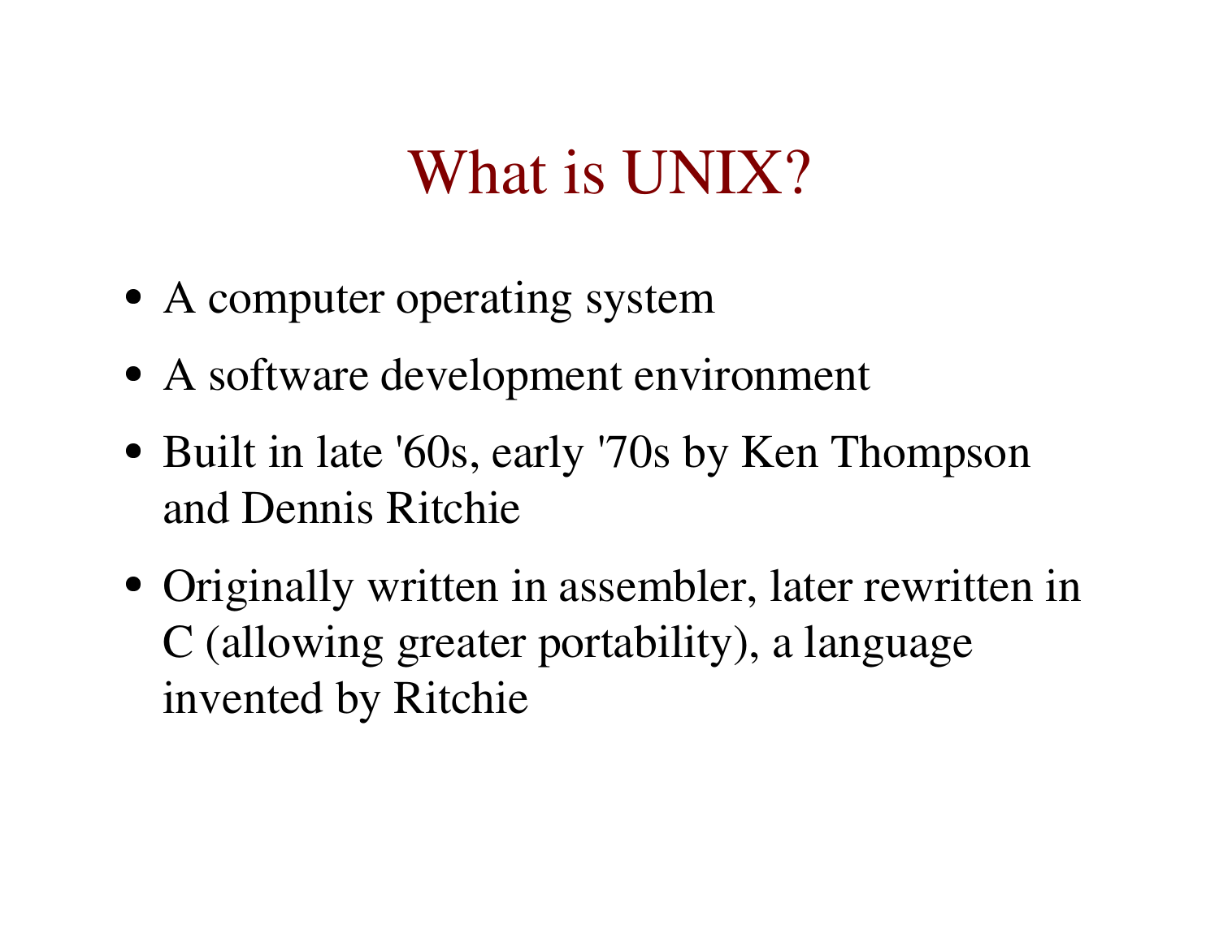# What is UNIX?

- A computer operating system
- A software development environment
- Built in late '60s, early '70s by Ken Thompson and Dennis Ritchie
- Originally written in assembler, later rewritten in C (allowing greater portability), a language invented by Ritchie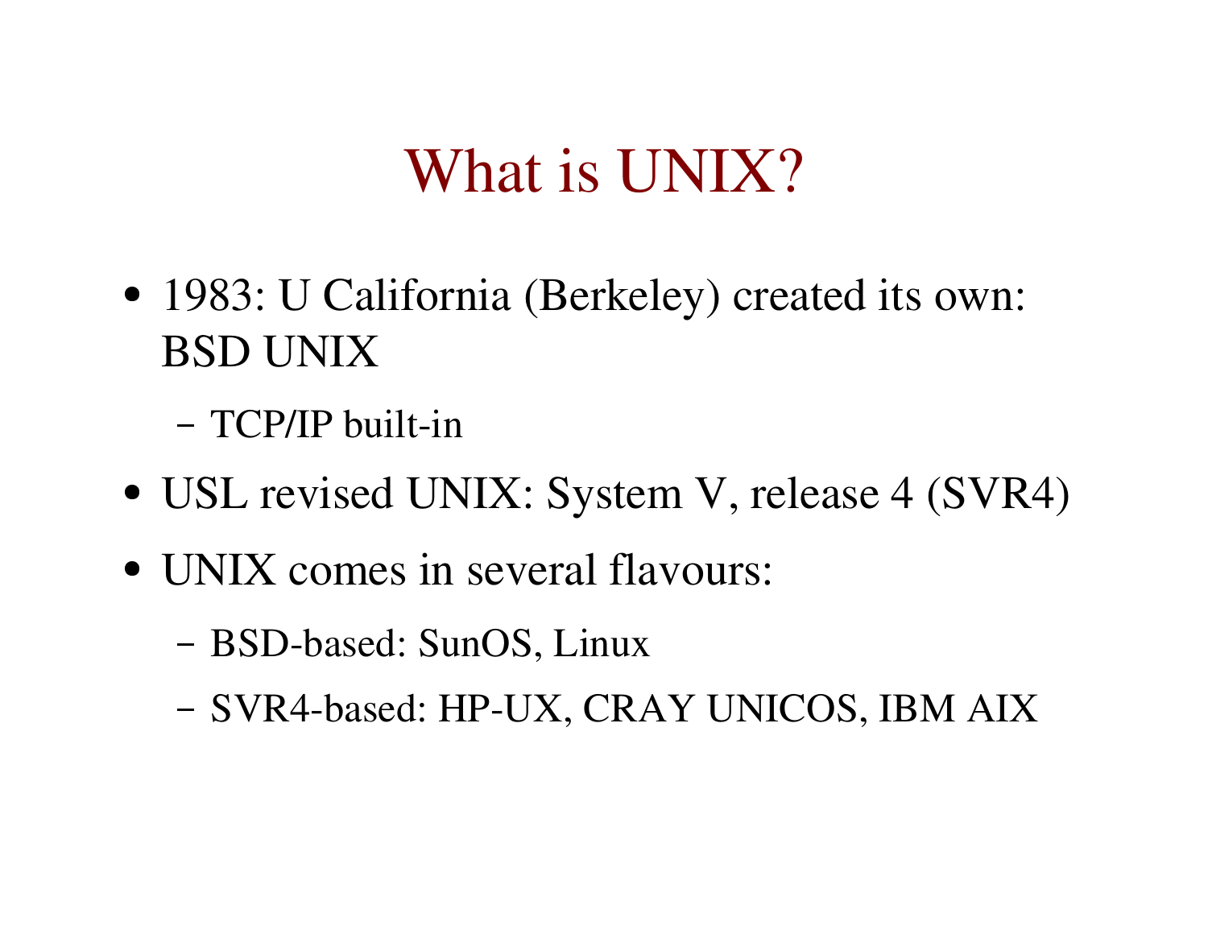# What is UNIX?

- 1983: U California (Berkeley) created its own: BSD UNIX
  - TCP/IP built-in
- USL revised UNIX: System V, release 4 (SVR4)
- UNIX comes in several flavours:
  - BSD-based: SunOS, Linux
  - SVR4-based: HP-UX, CRAY UNICOS, IBM AIX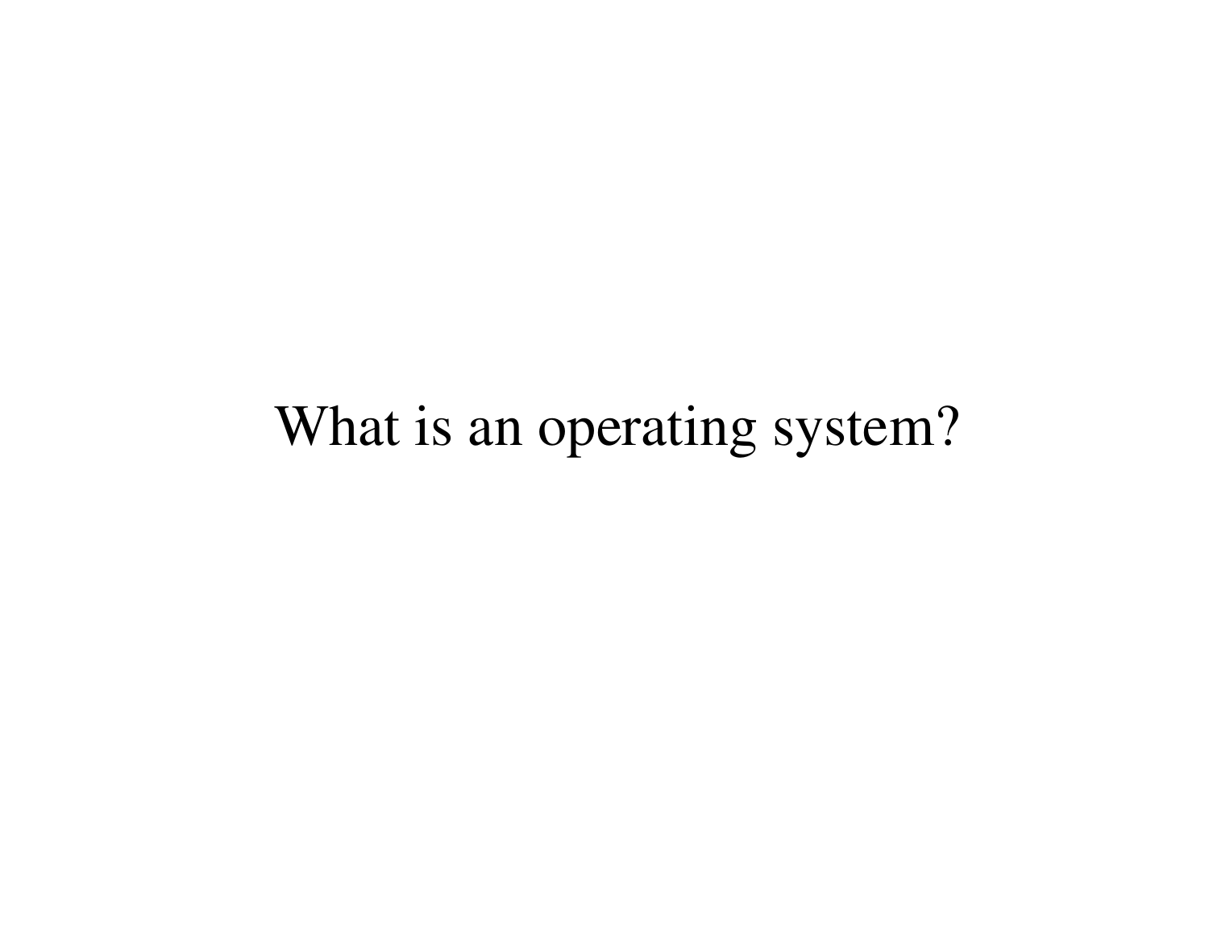# What is an operating system?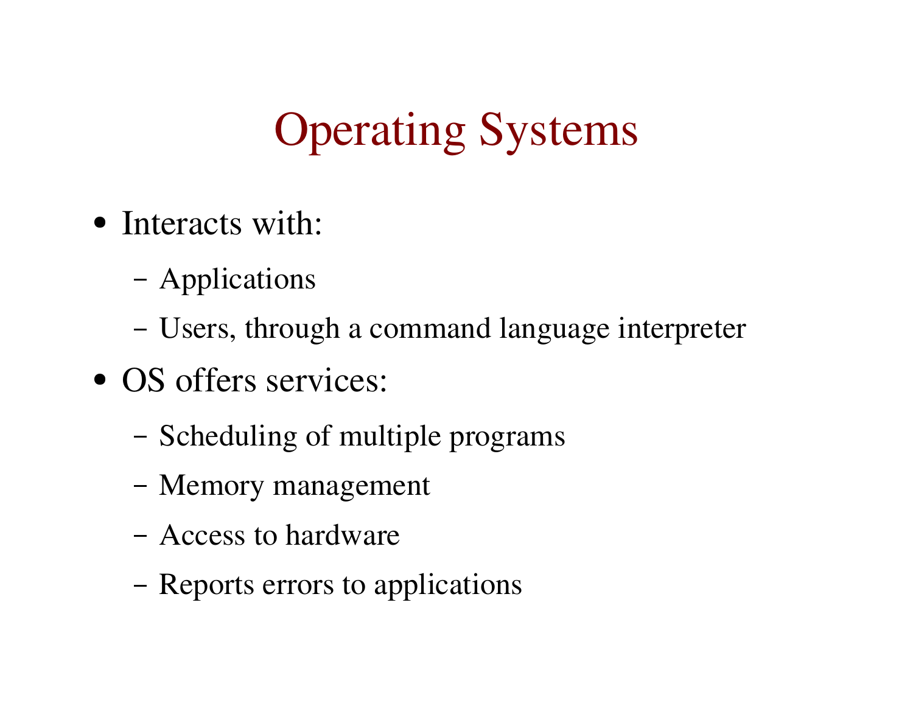# Operating Systems

- Interacts with:
  - Applications
  - Users, through a command language interpreter
- OS offers services:
  - Scheduling of multiple programs
  - Memory management
  - Access to hardware
  - Reports errors to applications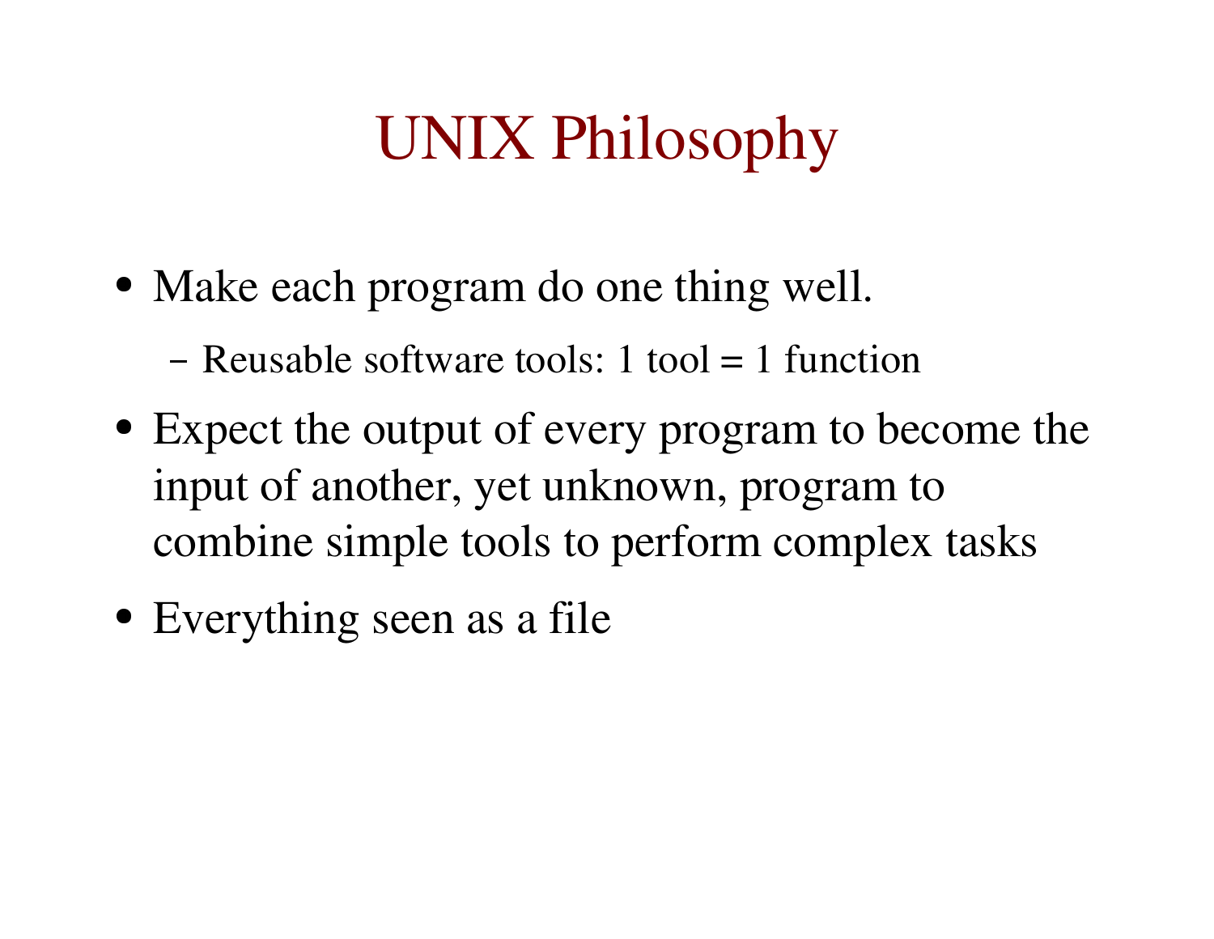# UNIX Philosophy

- Make each program do one thing well.
  - Reusable software tools: 1 tool = 1 function
- Expect the output of every program to become the input of another, yet unknown, program to combine simple tools to perform complex tasks
- Everything seen as a file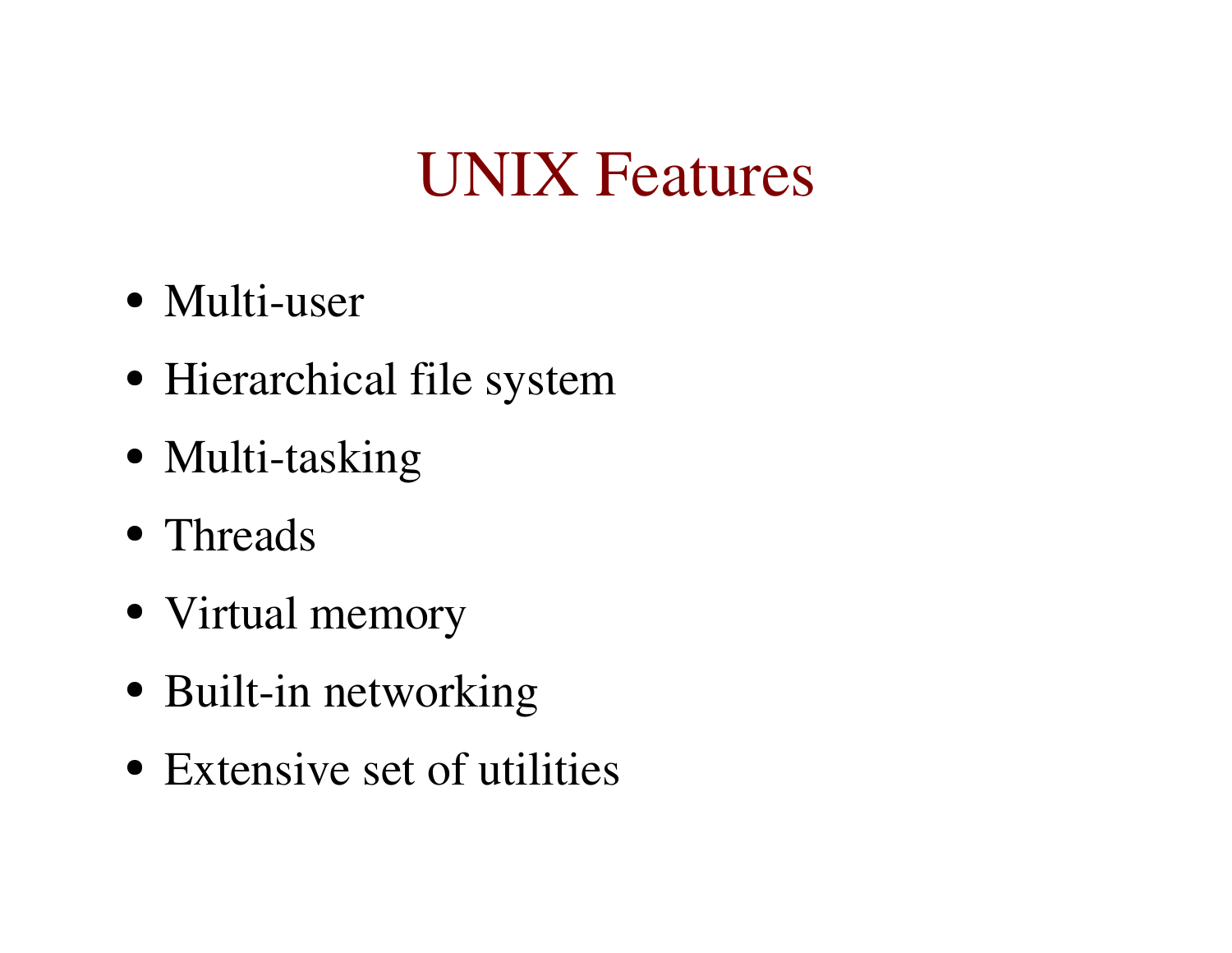# UNIX Features

- Multi-user
- Hierarchical file system
- Multi-tasking
- Threads
- Virtual memory
- Built-in networking
- Extensive set of utilities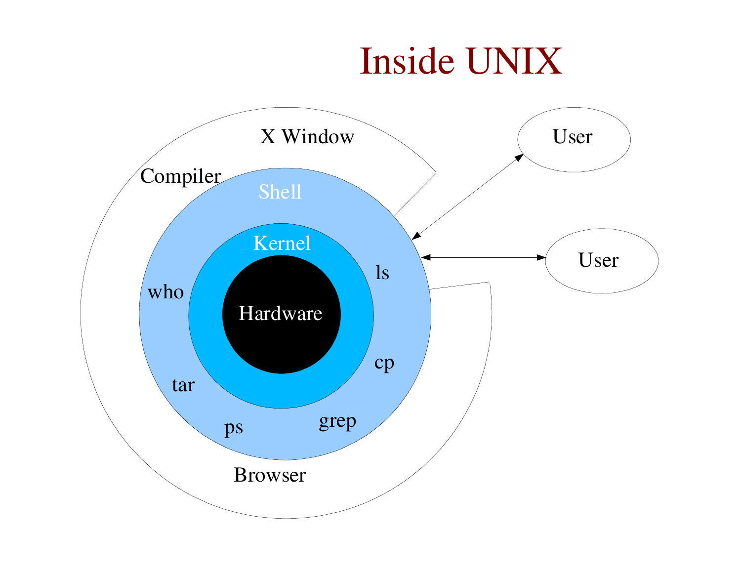# Inside UNIX

X Window

Compiler

Shell

Kernel

Hardware

ls

who

cp

tar

ps

grep

Browser

User

User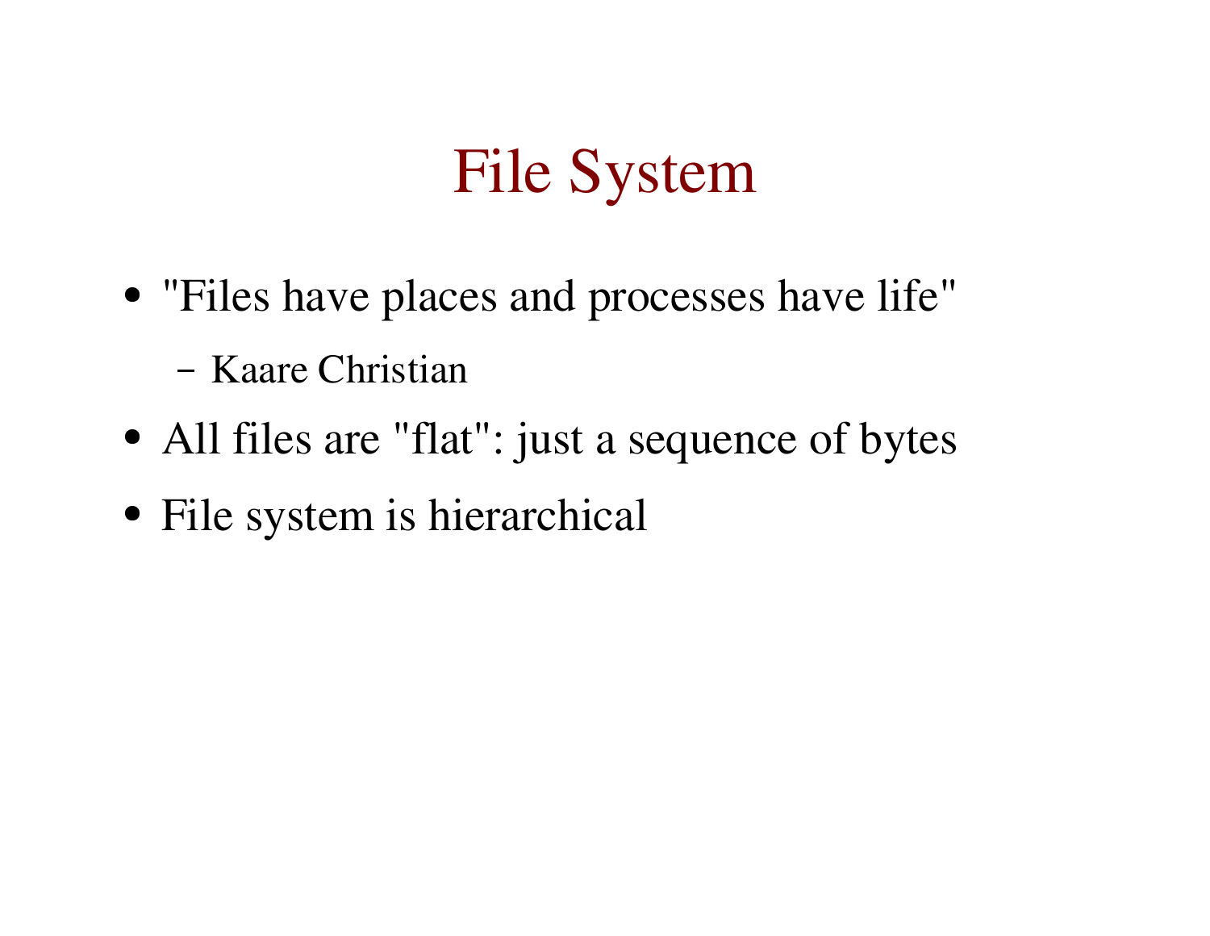# File System

- "Files have places and processes have life"
  - Kaare Christian
- All files are "flat": just a sequence of bytes
- File system is hierarchical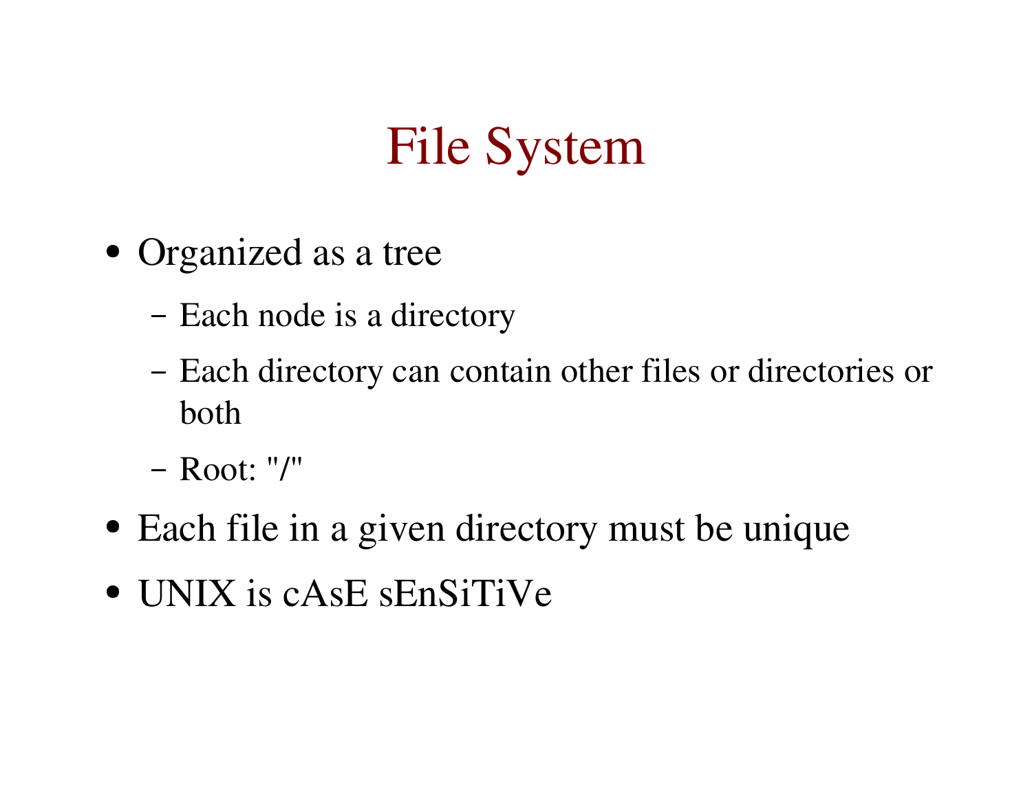# File System

- Organized as a tree
  - Each node is a directory
  - Each directory can contain other files or directories or both
  - Root: "/"
- Each file in a given directory must be unique
- UNIX is cAsE sEnSiTiVe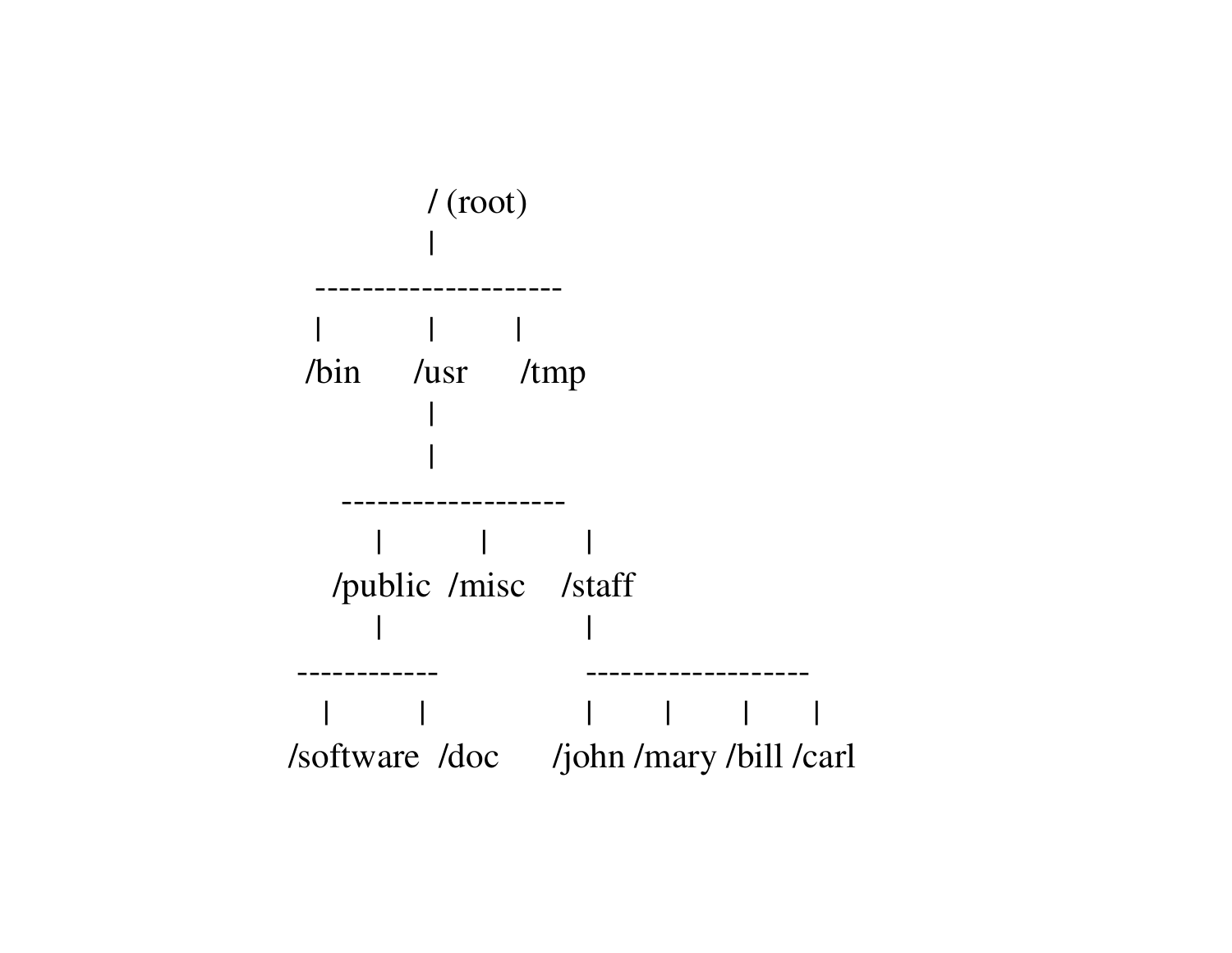```
                / (root)
                |
   ---------------------
   |            |         |
 /bin      /usr      /tmp
                |
                |
      -------------------
         |           |           |
    /public  /misc    /staff
         |                       |
 ------------                  -------------------
    |          |                 |        |        |       |
/software  /doc      /john /mary /bill /carl
```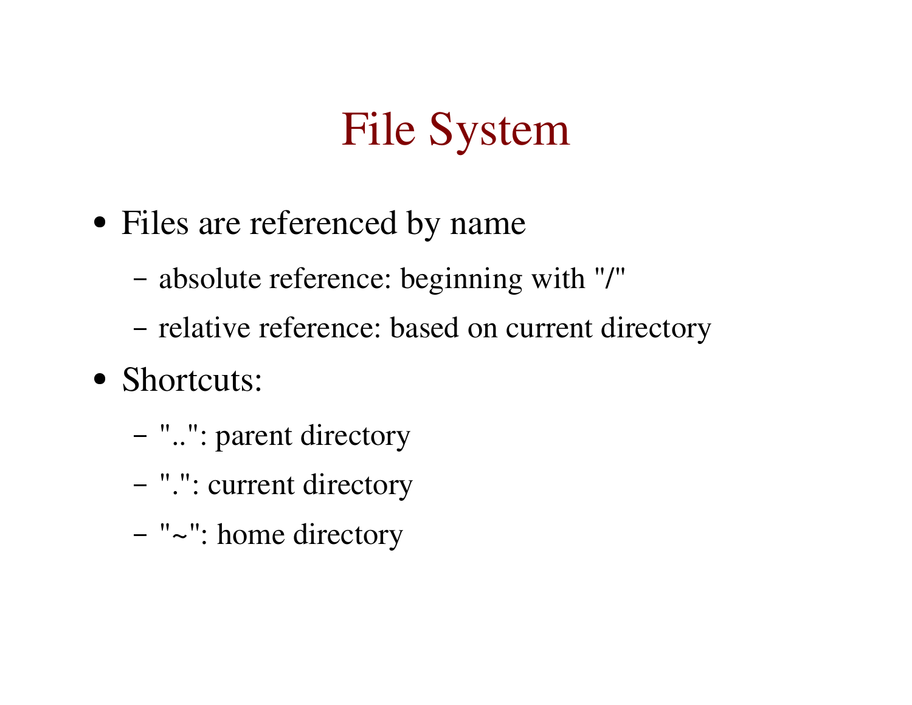# File System

- Files are referenced by name
  - absolute reference: beginning with "/"
  - relative reference: based on current directory
- Shortcuts:
  - "..": parent directory
  - ".": current directory
  - "~": home directory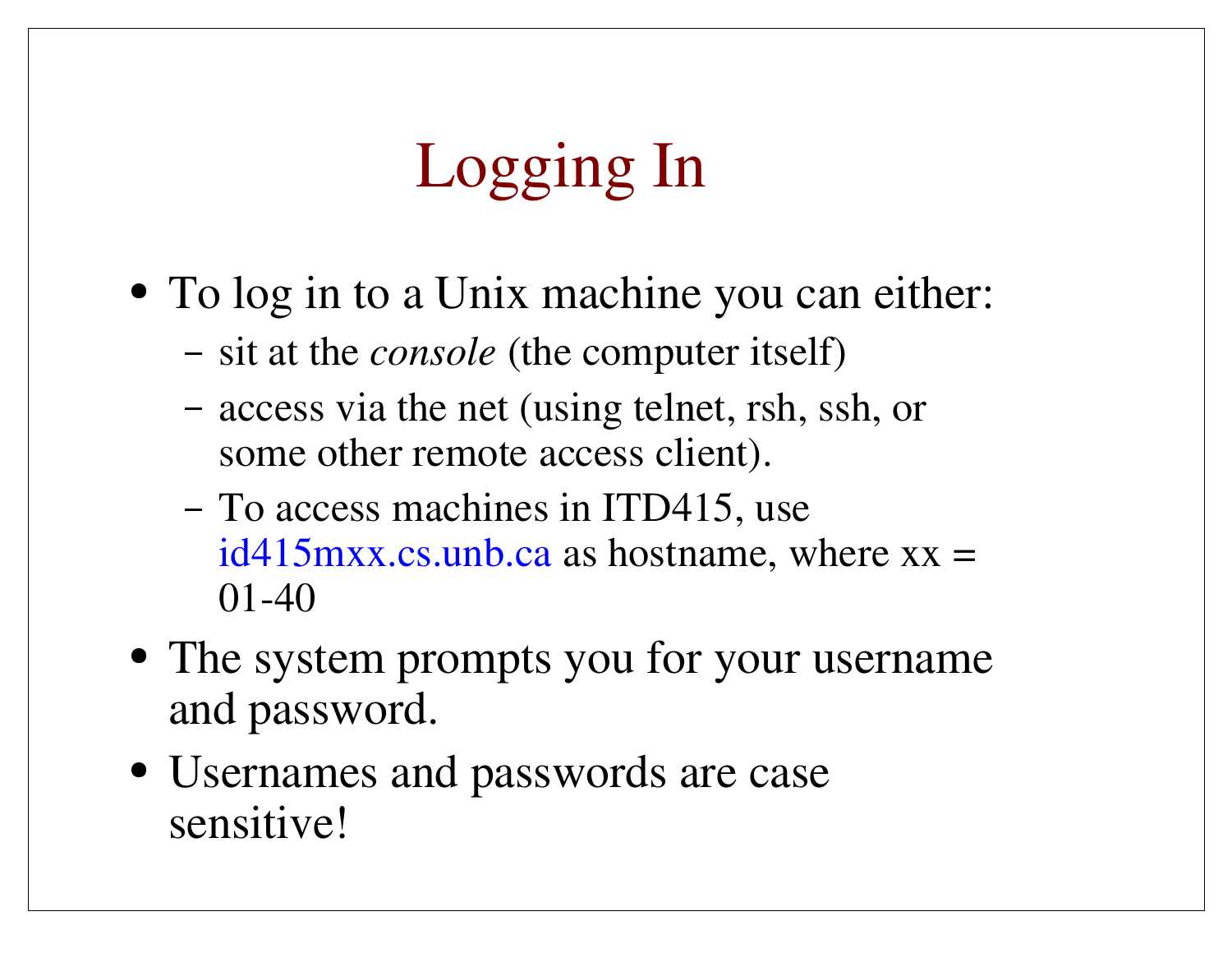# Logging In

- To log in to a Unix machine you can either:
  - sit at the *console* (the computer itself)
  - access via the net (using telnet, rsh, ssh, or some other remote access client).
  - To access machines in ITD415, use id415mxx.cs.unb.ca as hostname, where xx = 01-40
- The system prompts you for your username and password.
- Usernames and passwords are case sensitive!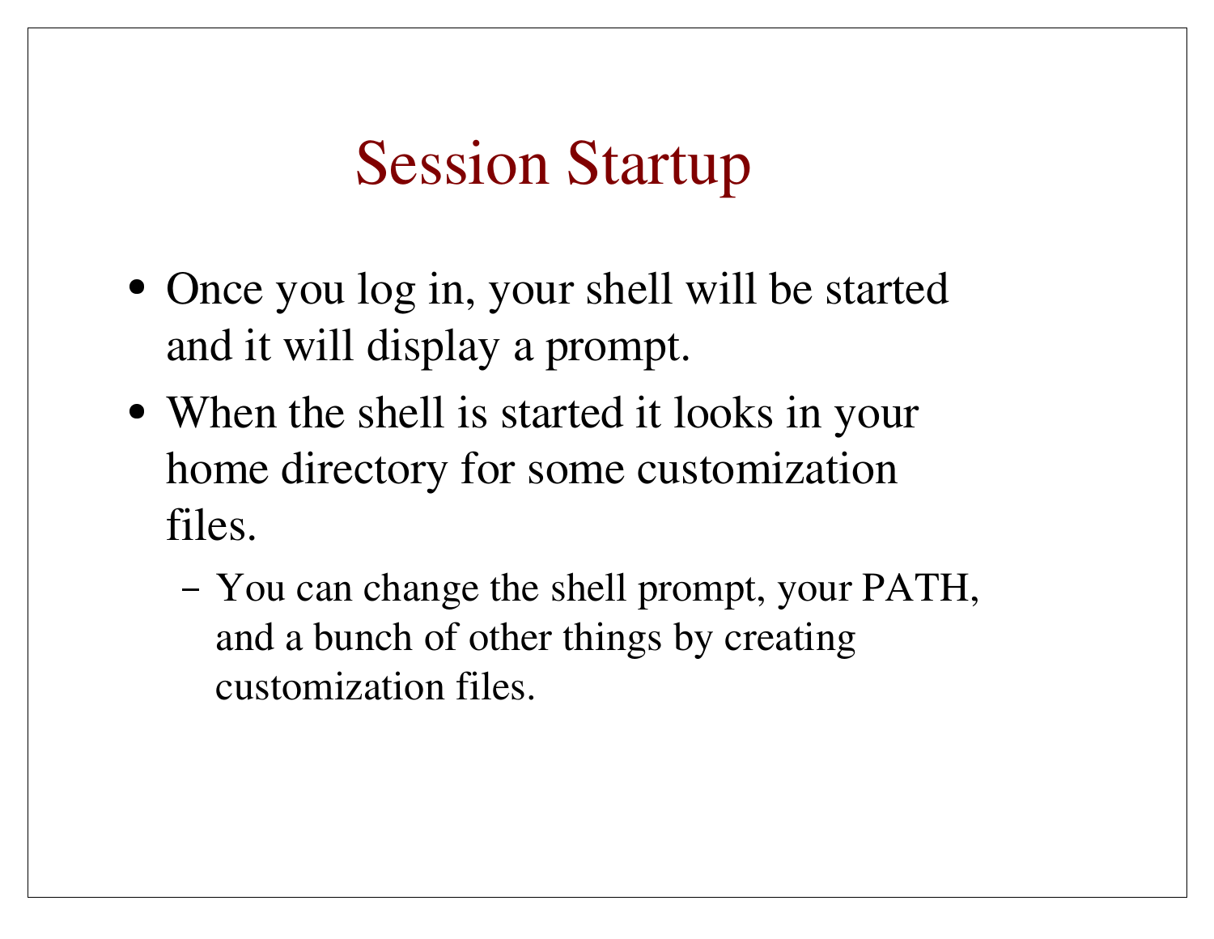# Session Startup

- Once you log in, your shell will be started and it will display a prompt.
- When the shell is started it looks in your home directory for some customization files.
  - You can change the shell prompt, your PATH, and a bunch of other things by creating customization files.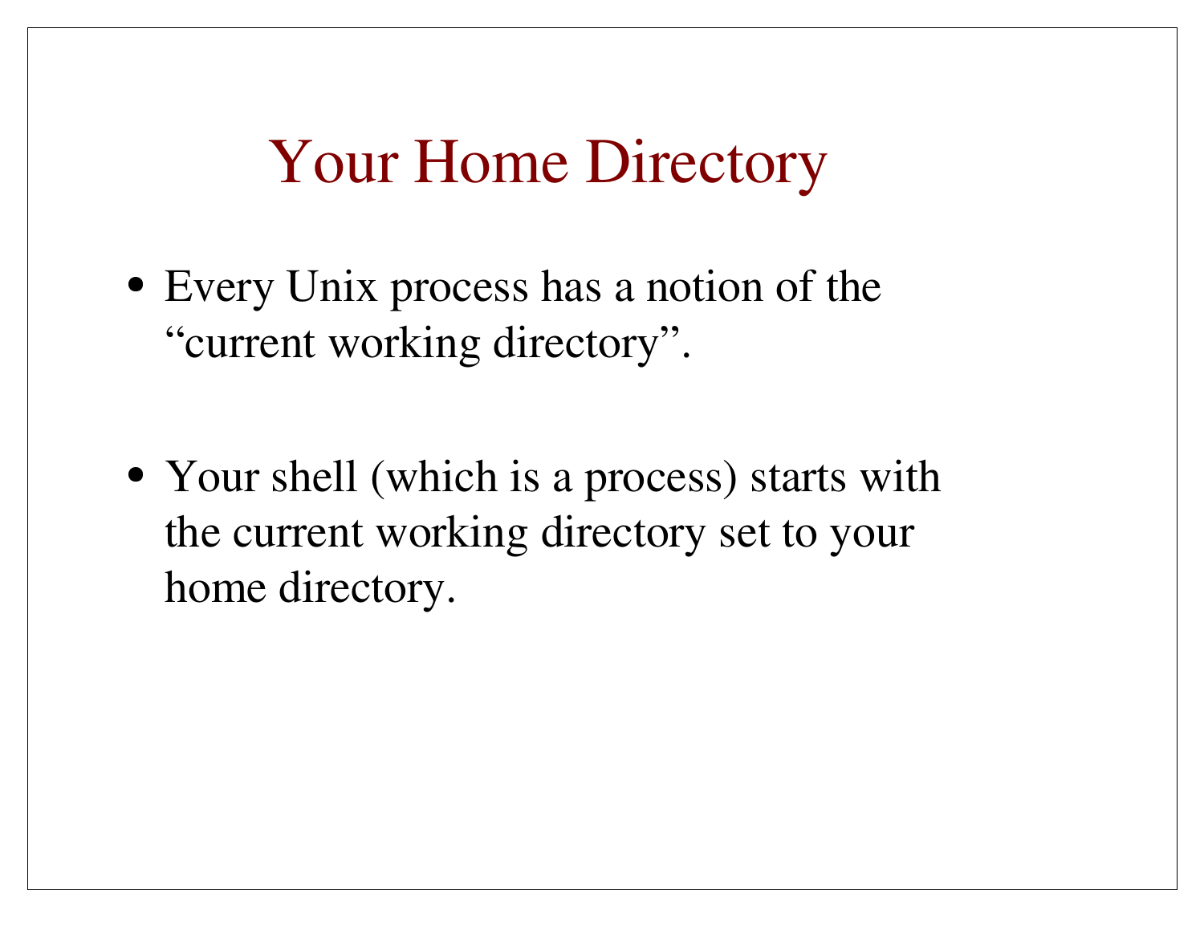# Your Home Directory

- Every Unix process has a notion of the “current working directory”.

- Your shell (which is a process) starts with the current working directory set to your home directory.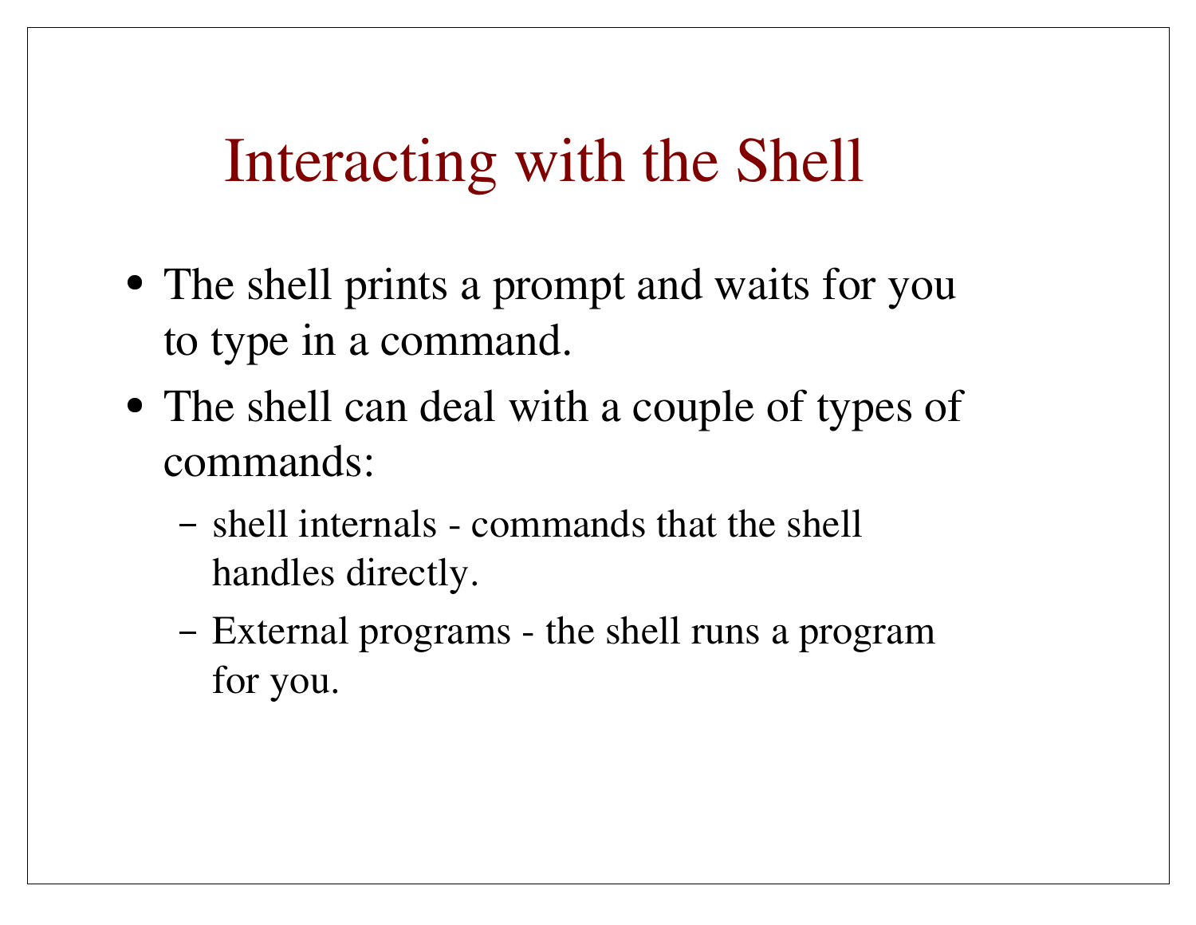# Interacting with the Shell

- The shell prints a prompt and waits for you to type in a command.
- The shell can deal with a couple of types of commands:
  - shell internals - commands that the shell handles directly.
  - External programs - the shell runs a program for you.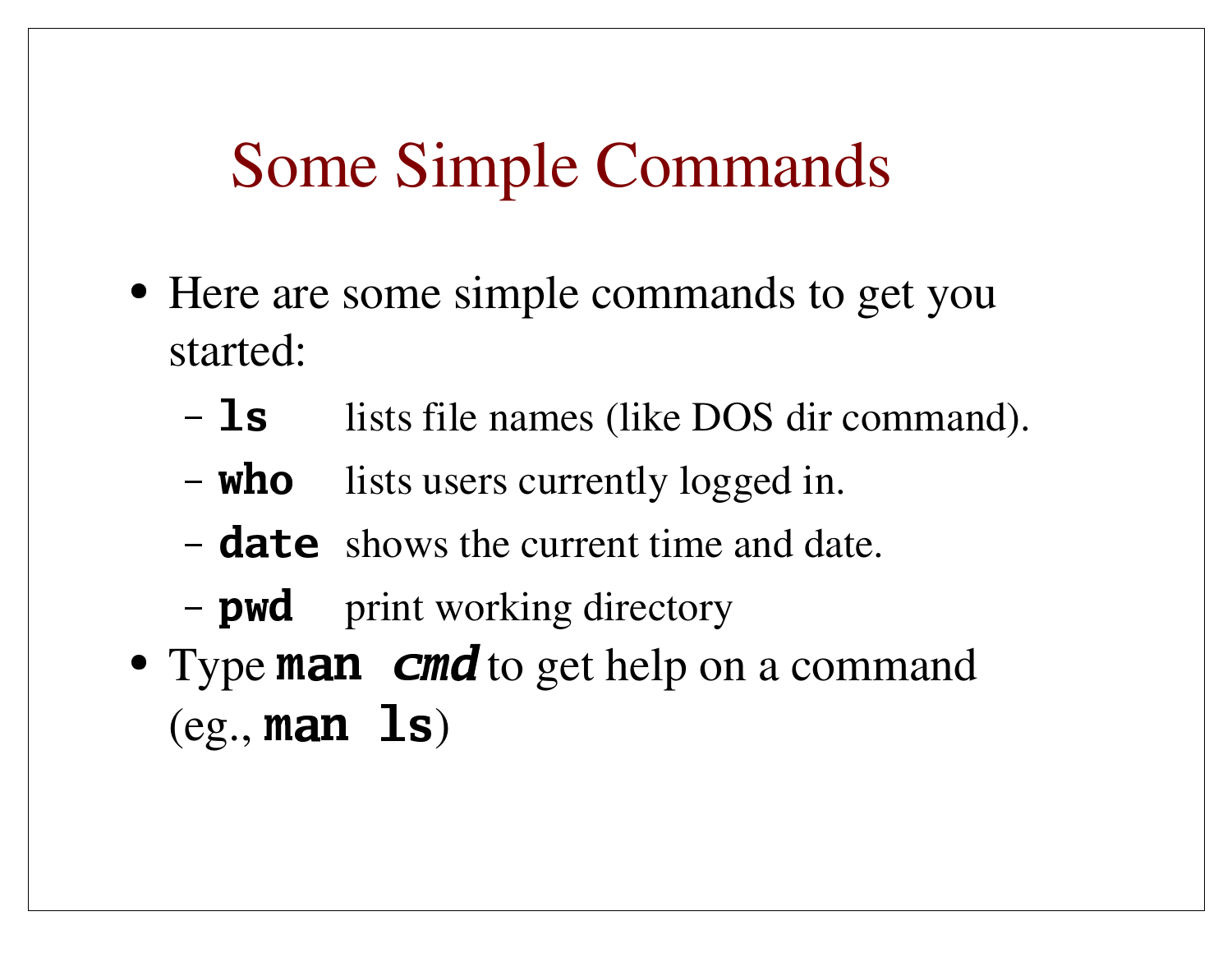# Some Simple Commands

- Here are some simple commands to get you started:
  - **`ls`** lists file names (like DOS dir command).
  - **`who`** lists users currently logged in.
  - **`date`** shows the current time and date.
  - **`pwd`** print working directory
- Type **`man`** ***`cmd`*** to get help on a command (eg., **`man ls`**)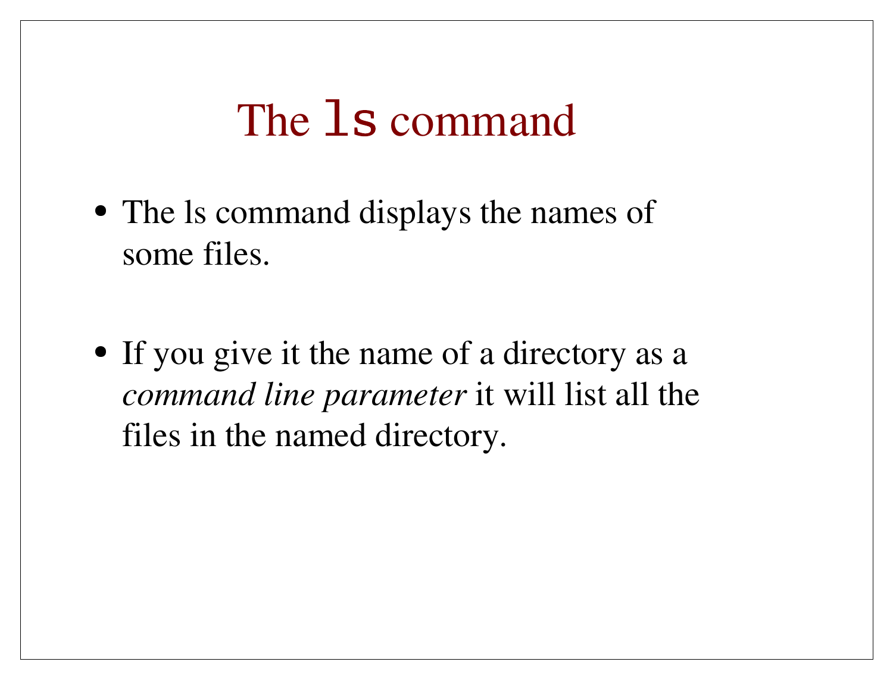# The `ls` command

- The ls command displays the names of some files.

- If you give it the name of a directory as a *command line parameter* it will list all the files in the named directory.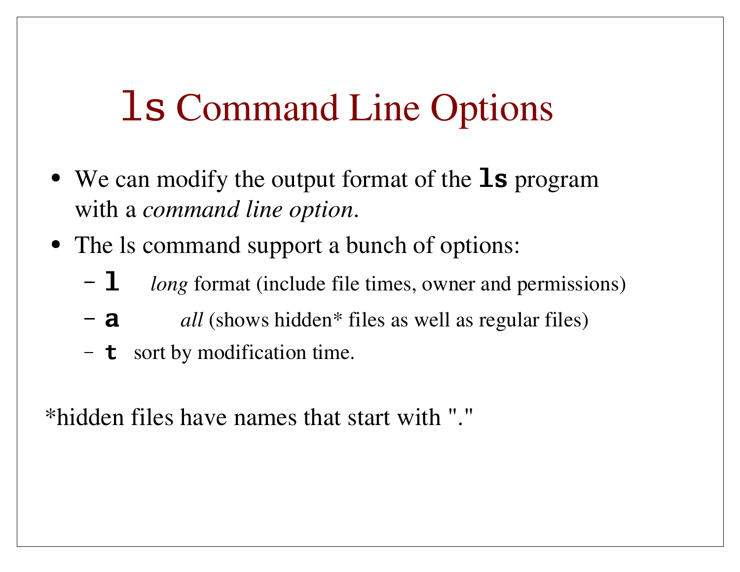# `ls` Command Line Options

- We can modify the output format of the **`ls`** program with a *command line option*.
- The ls command support a bunch of options:
  - **`l`** *long* format (include file times, owner and permissions)
  - **`a`** *all* (shows hidden* files as well as regular files)
  - **`t`** sort by modification time.

*hidden files have names that start with "."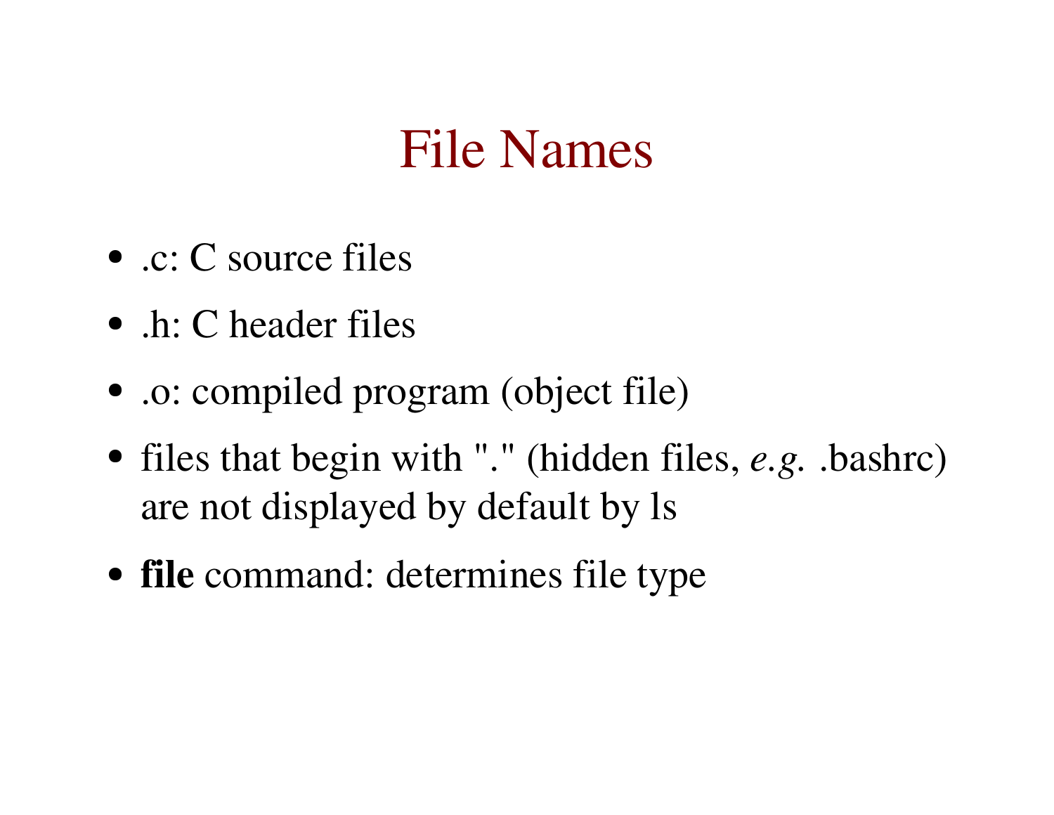# File Names

- .c: C source files
- .h: C header files
- .o: compiled program (object file)
- files that begin with "." (hidden files, *e.g.* .bashrc) are not displayed by default by ls
- **file** command: determines file type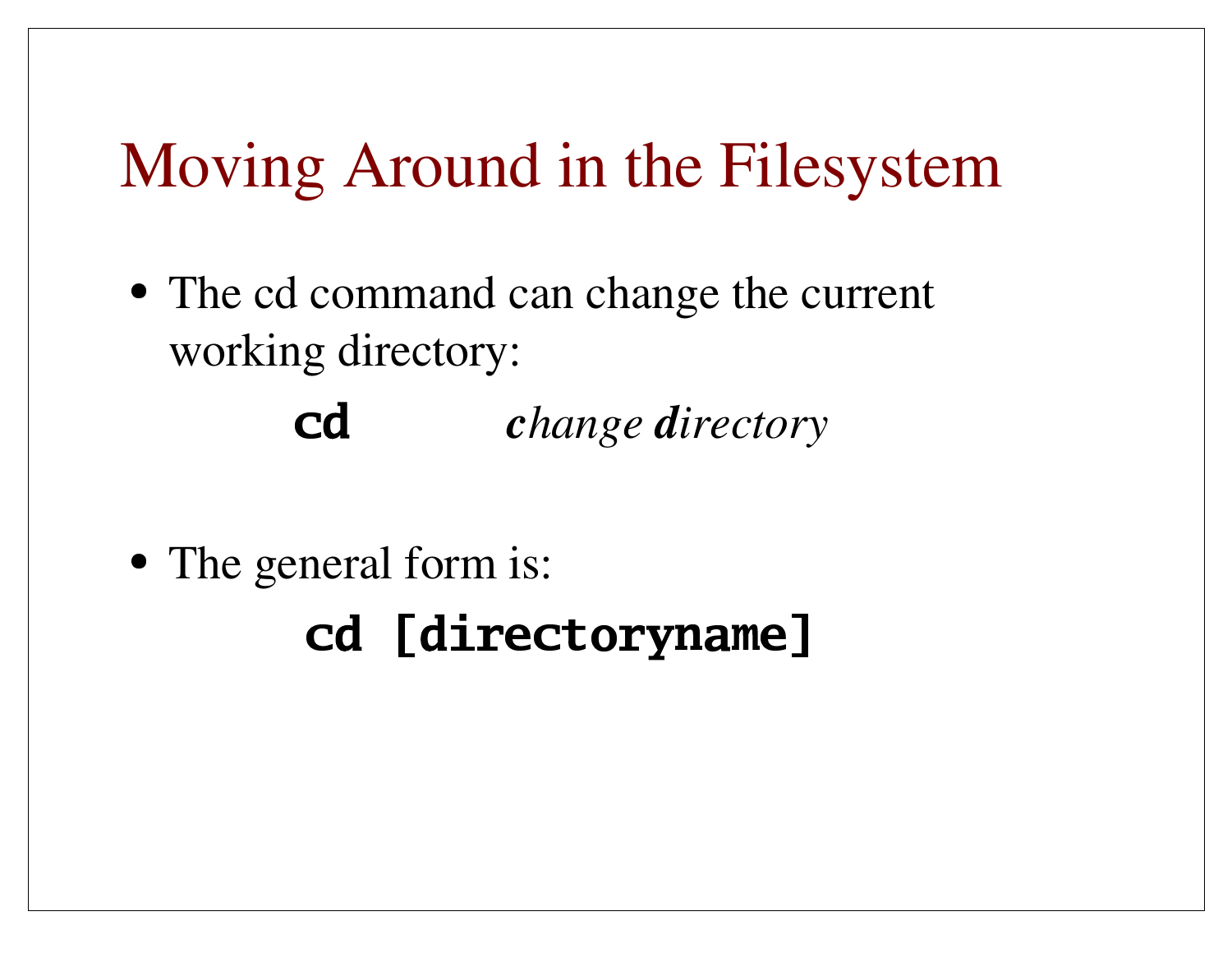# Moving Around in the Filesystem

- The cd command can change the current working directory:

  **cd** &nbsp;&nbsp;&nbsp;&nbsp;&nbsp;&nbsp; ***c****hange* ***d****irectory*

- The general form is:

  **cd [directoryname]**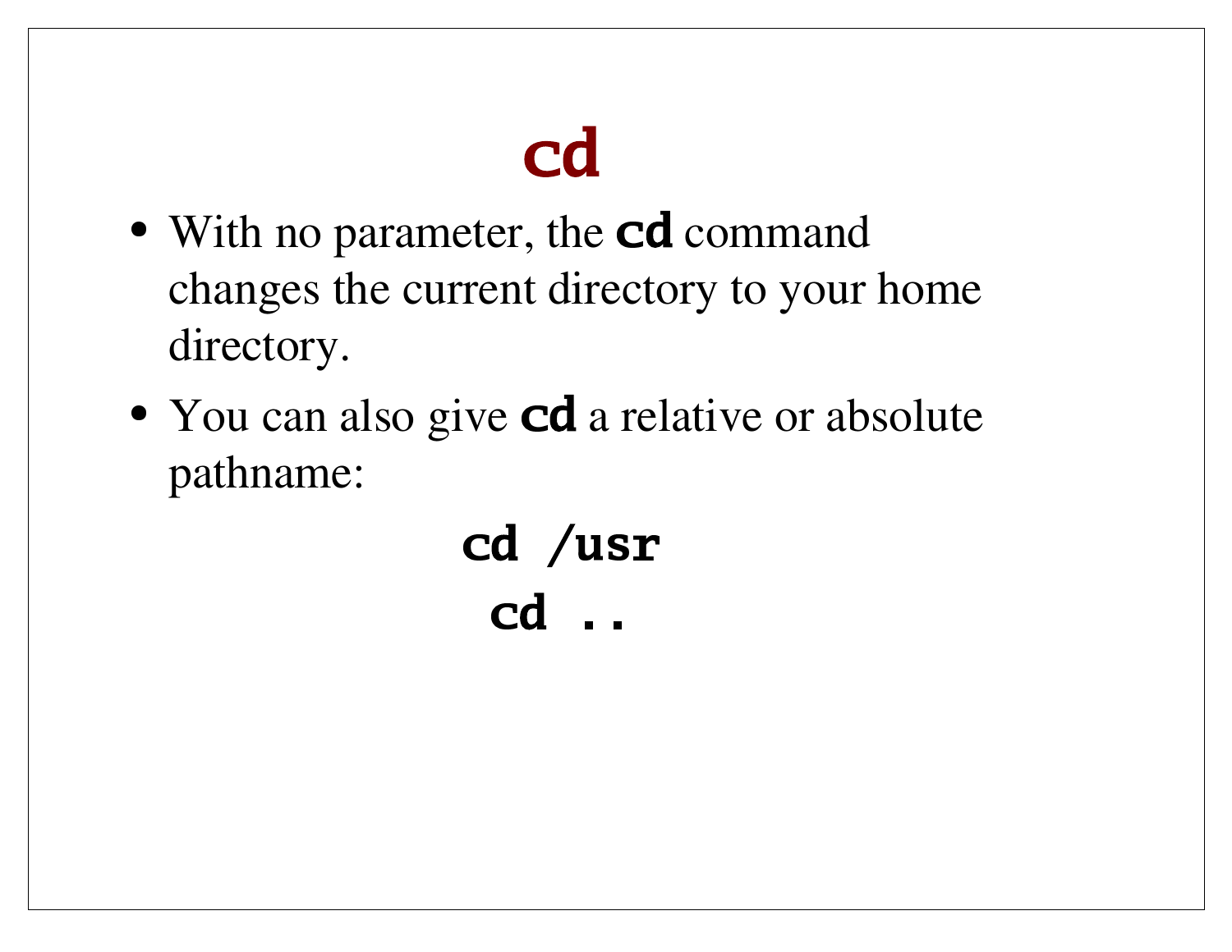# cd

- With no parameter, the **cd** command changes the current directory to your home directory.
- You can also give **cd** a relative or absolute pathname:

```
cd /usr
cd ..
```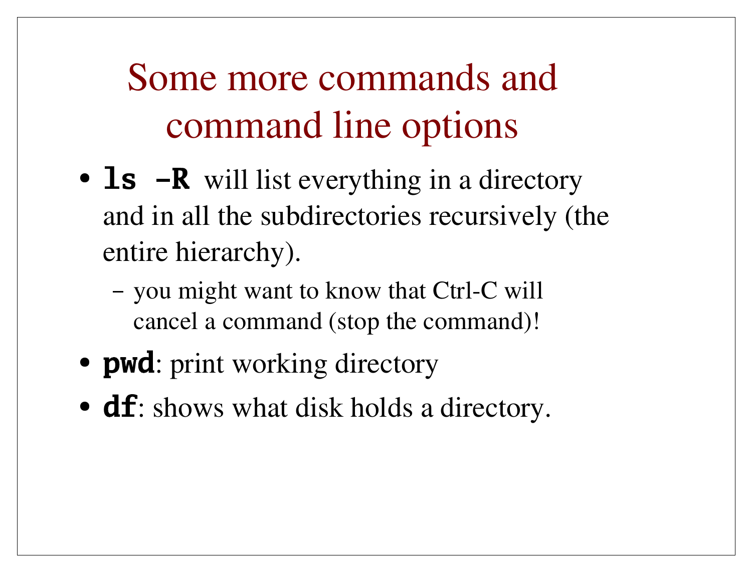# Some more commands and command line options

- **`ls -R`** will list everything in a directory and in all the subdirectories recursively (the entire hierarchy).
  - you might want to know that Ctrl-C will cancel a command (stop the command)!
- **`pwd`**: print working directory
- **`df`**: shows what disk holds a directory.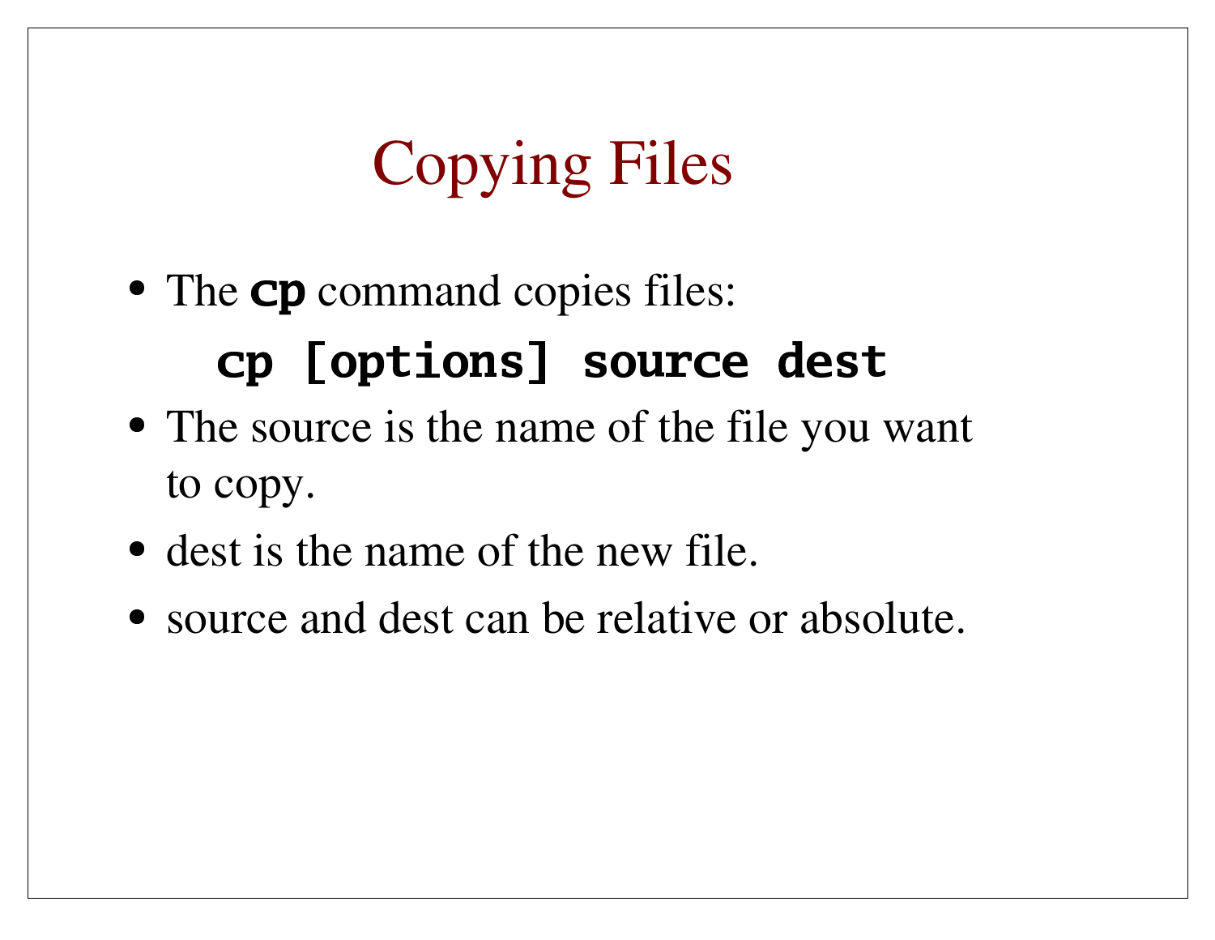# Copying Files

- The **cp** command copies files:

```
cp [options] source dest
```

- The source is the name of the file you want to copy.
- dest is the name of the new file.
- source and dest can be relative or absolute.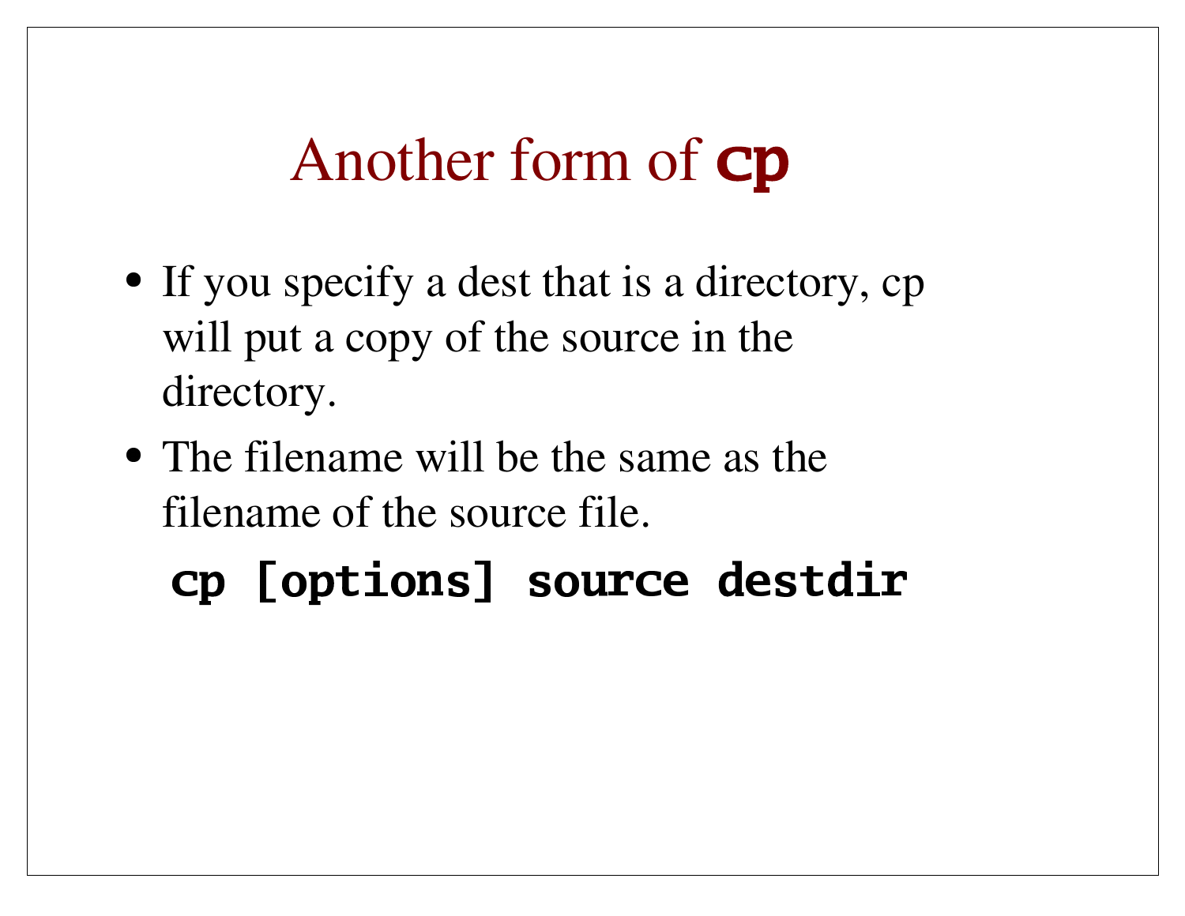# Another form of **`cp`**

- If you specify a dest that is a directory, cp will put a copy of the source in the directory.
- The filename will be the same as the filename of the source file.

```
cp [options] source destdir
```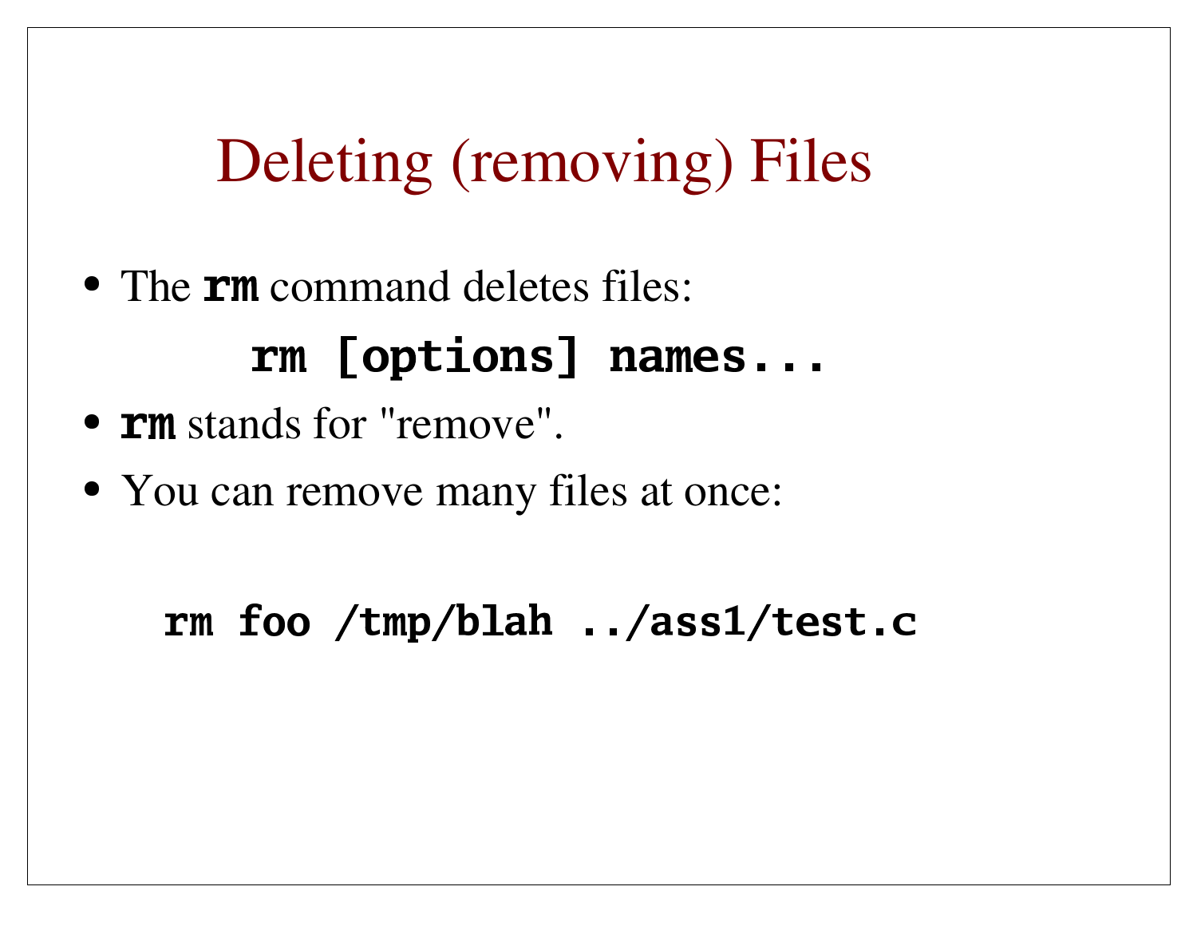# Deleting (removing) Files

- The **`rm`** command deletes files:

```
rm [options] names...
```

- **`rm`** stands for "remove".
- You can remove many files at once:

```
rm foo /tmp/blah ../ass1/test.c
```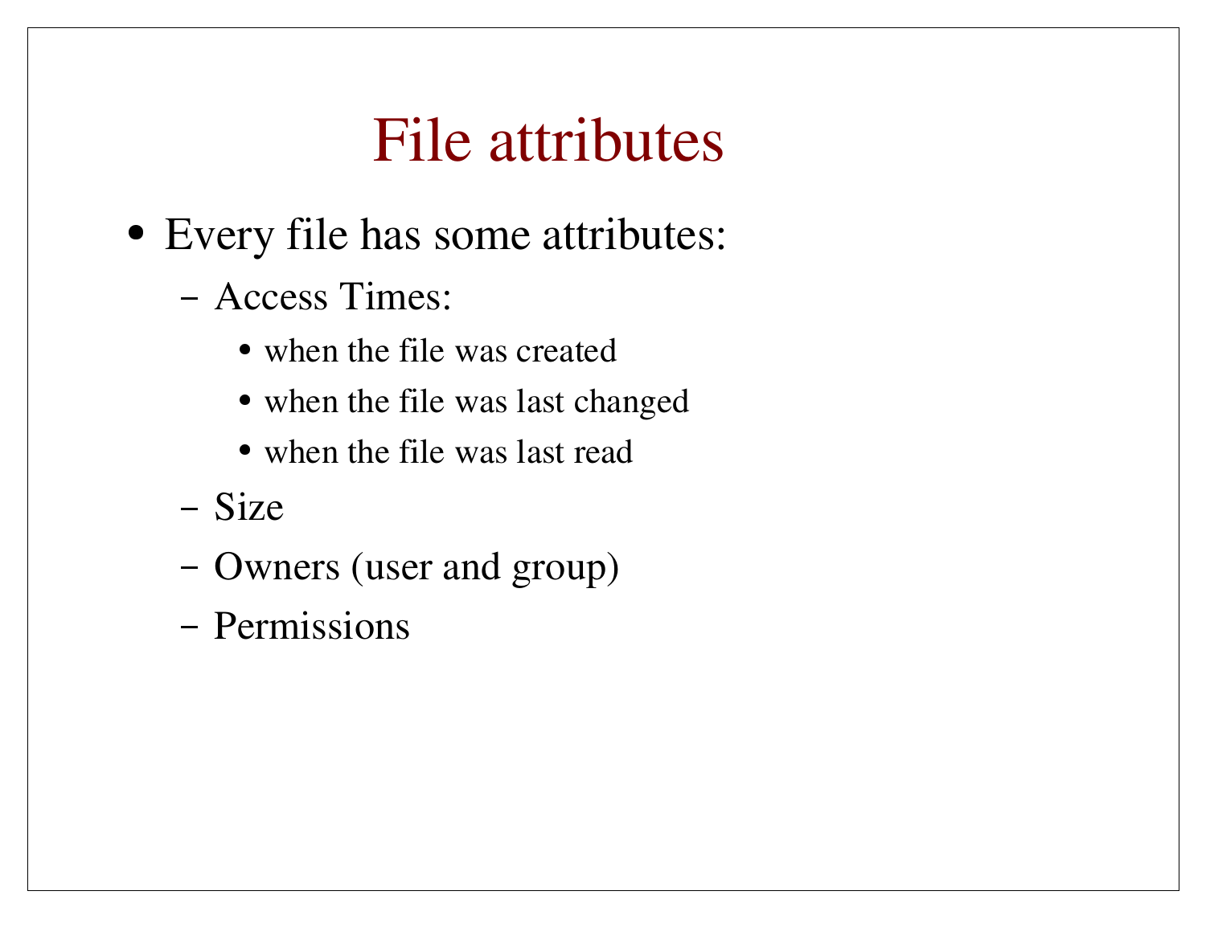# File attributes

- Every file has some attributes:
  - Access Times:
    - when the file was created
    - when the file was last changed
    - when the file was last read
  - Size
  - Owners (user and group)
  - Permissions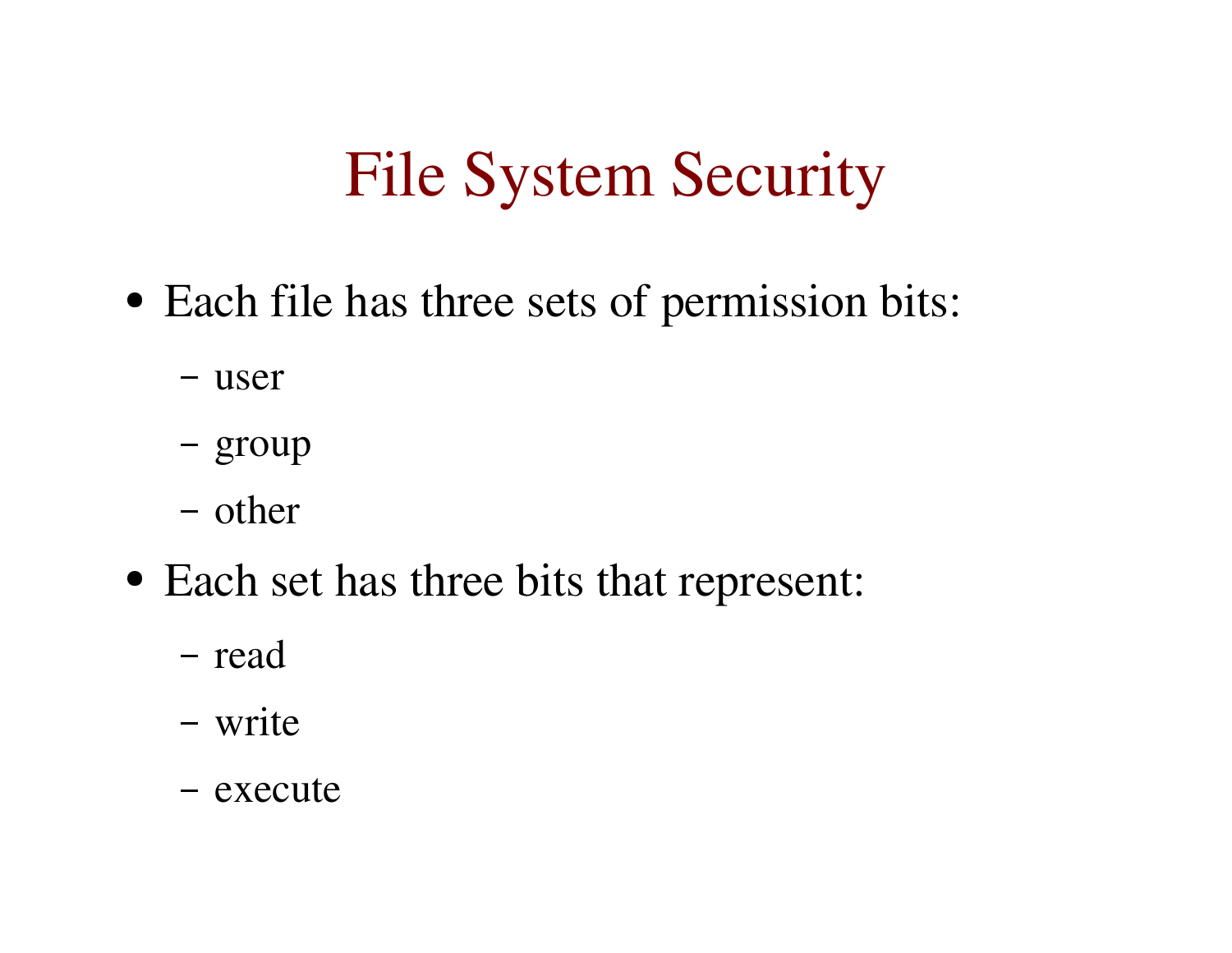# File System Security

- Each file has three sets of permission bits:
  - user
  - group
  - other
- Each set has three bits that represent:
  - read
  - write
  - execute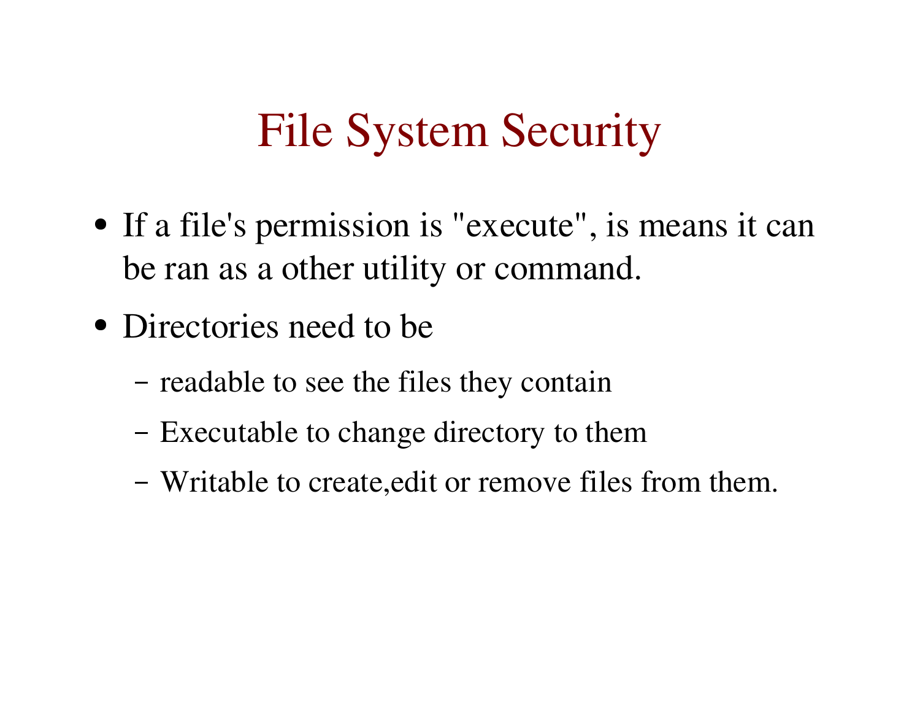# File System Security

- If a file's permission is "execute", is means it can be ran as a other utility or command.
- Directories need to be
  - readable to see the files they contain
  - Executable to change directory to them
  - Writable to create,edit or remove files from them.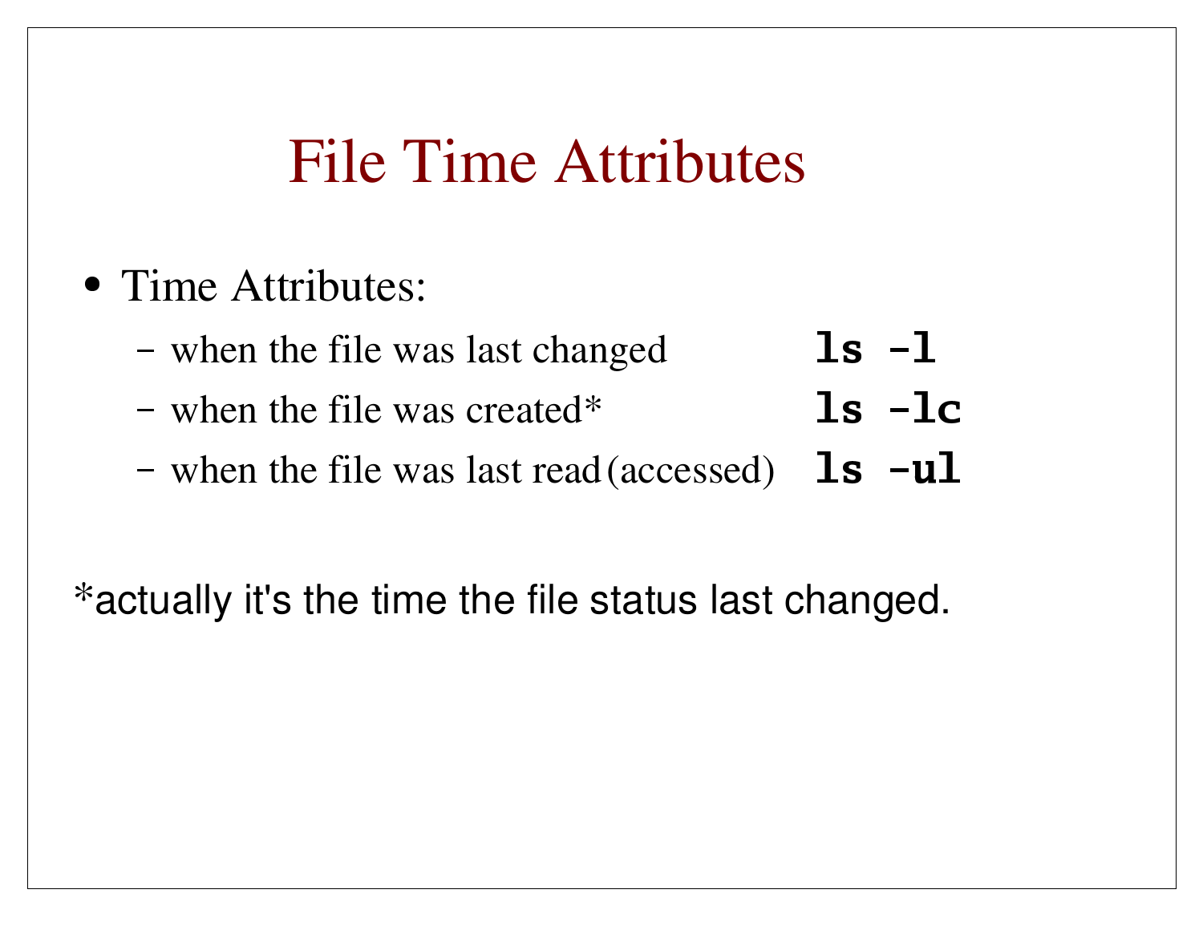# File Time Attributes

- Time Attributes:
  - when the file was last changed **`ls -l`**
  - when the file was created* **`ls -lc`**
  - when the file was last read (accessed) **`ls -ul`**

*actually it's the time the file status last changed.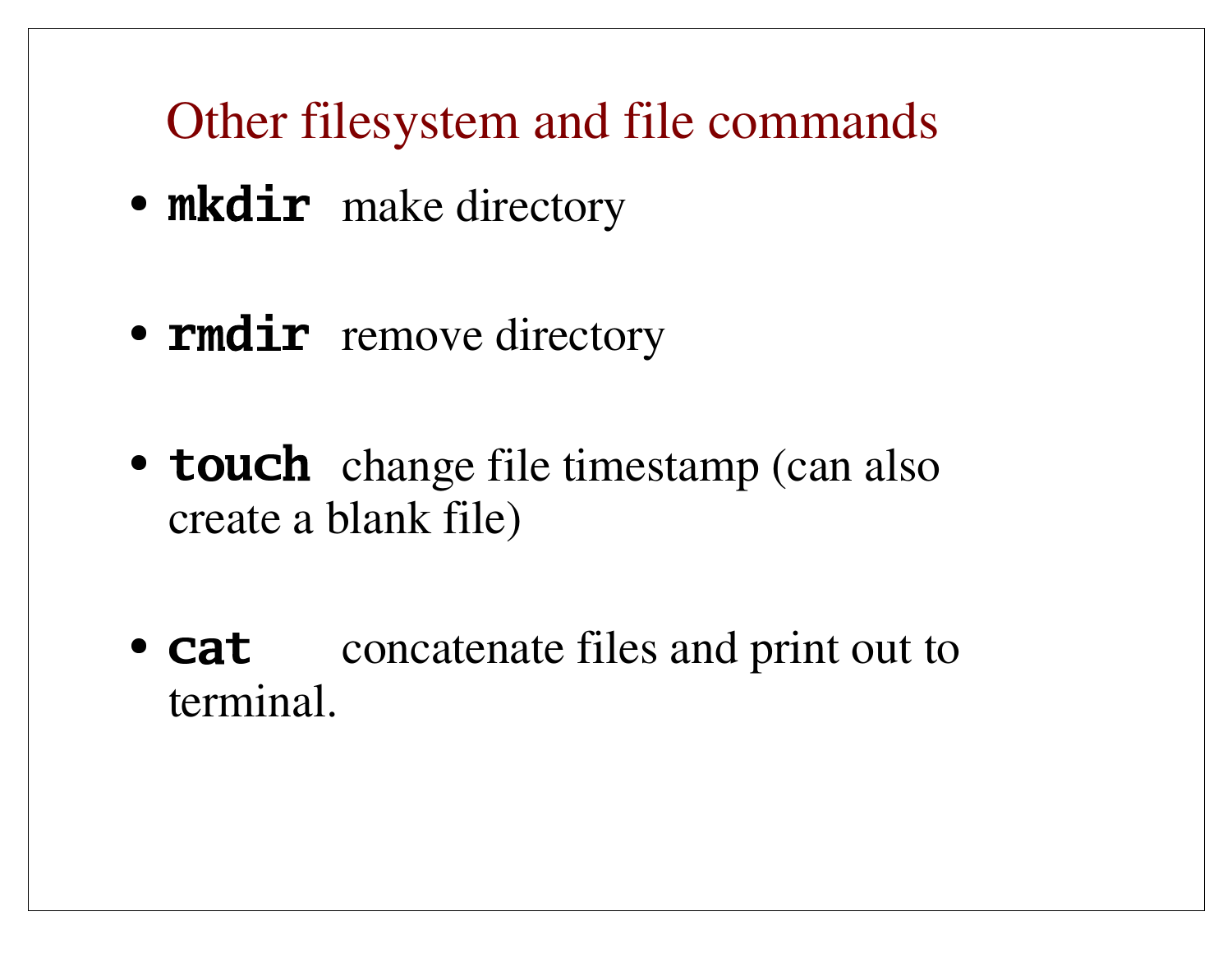## Other filesystem and file commands

- **`mkdir`** make directory
- **`rmdir`** remove directory
- **`touch`** change file timestamp (can also create a blank file)
- **`cat`** concatenate files and print out to terminal.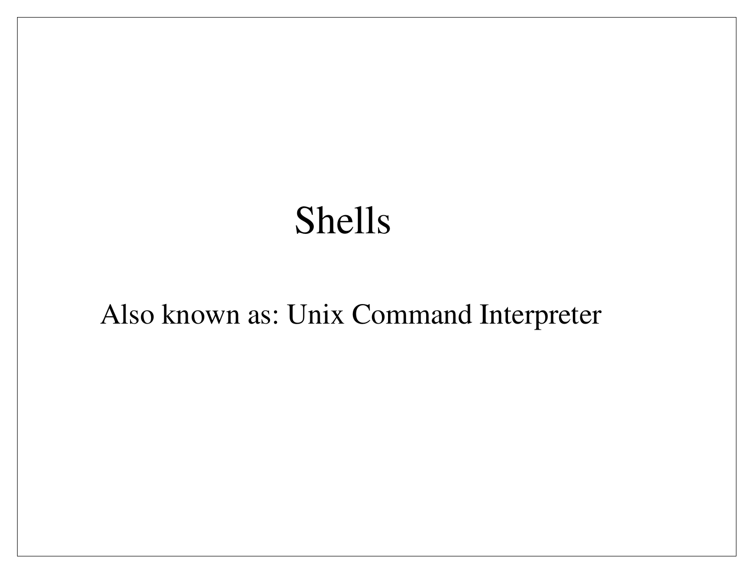# Shells

Also known as: Unix Command Interpreter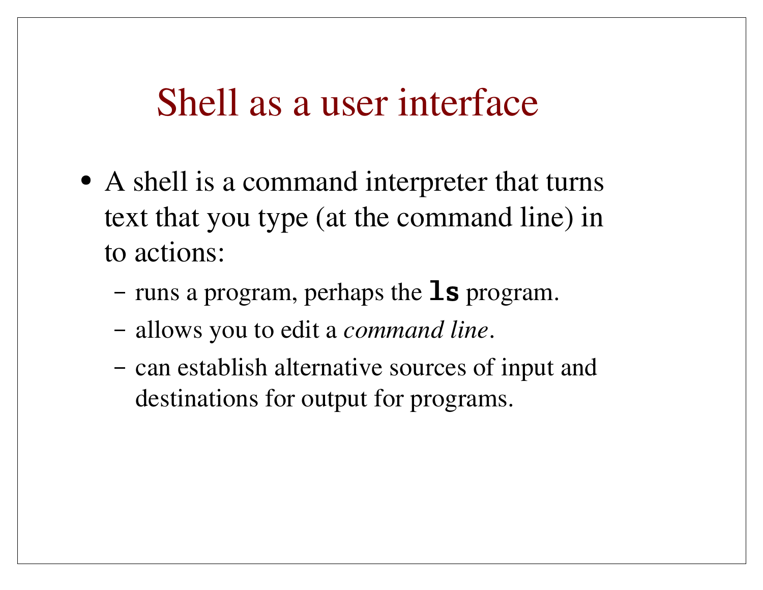# Shell as a user interface

- A shell is a command interpreter that turns text that you type (at the command line) in to actions:
  - runs a program, perhaps the **`ls`** program.
  - allows you to edit a *command line*.
  - can establish alternative sources of input and destinations for output for programs.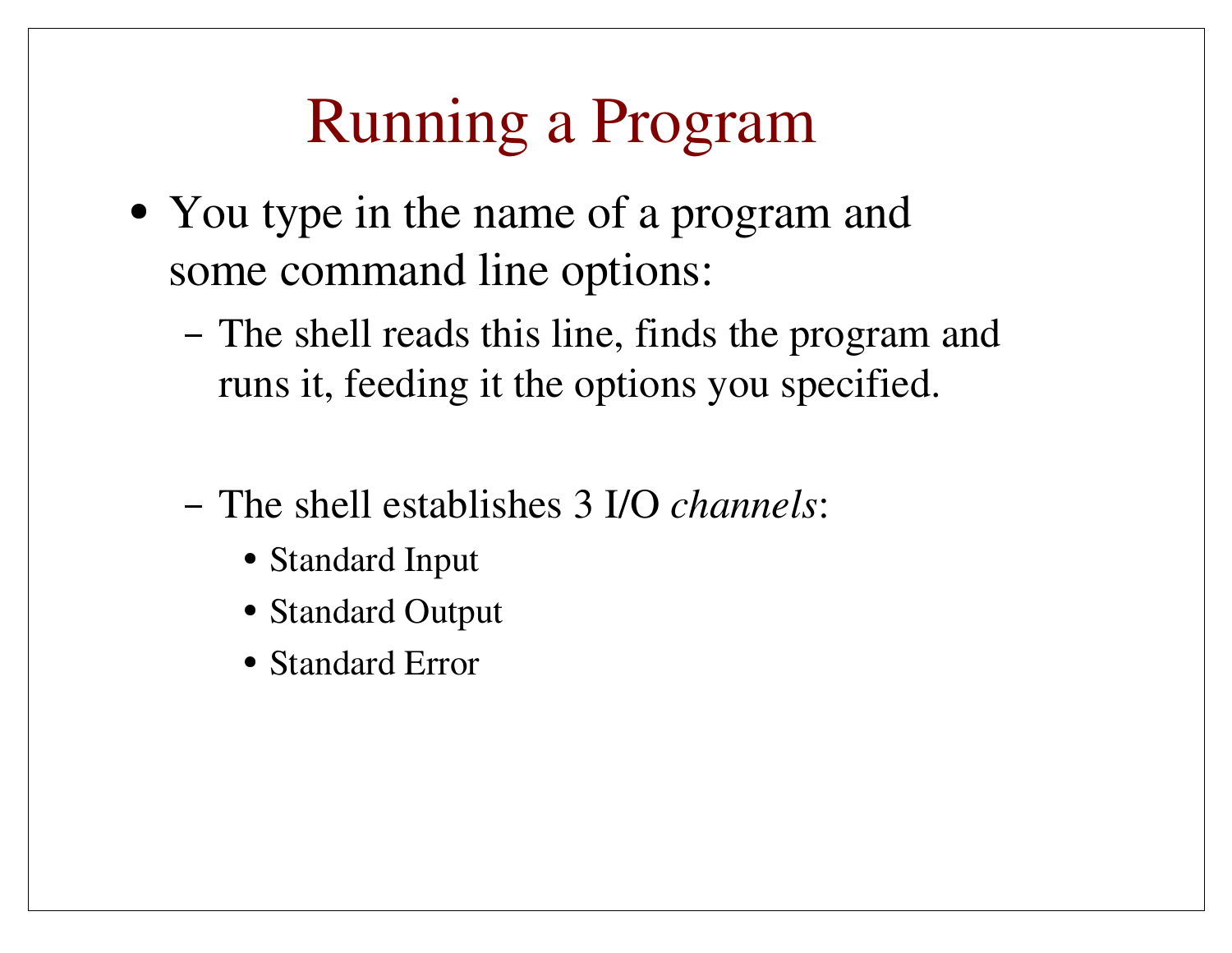# Running a Program

- You type in the name of a program and some command line options:
  - The shell reads this line, finds the program and runs it, feeding it the options you specified.
  - The shell establishes 3 I/O *channels*:
    - Standard Input
    - Standard Output
    - Standard Error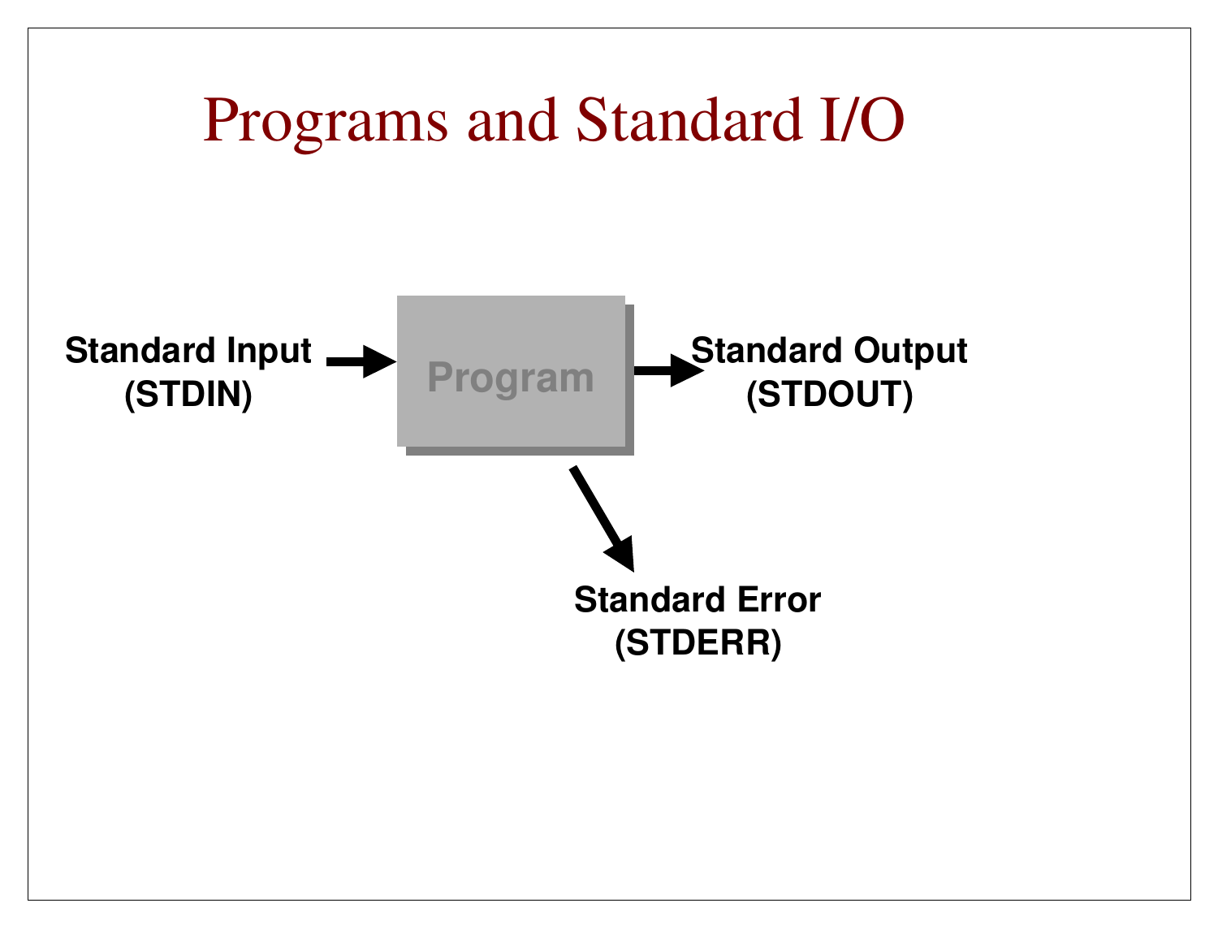# Programs and Standard I/O

Standard Input (STDIN) → **Program** → Standard Output (STDOUT)

Standard Error (STDERR)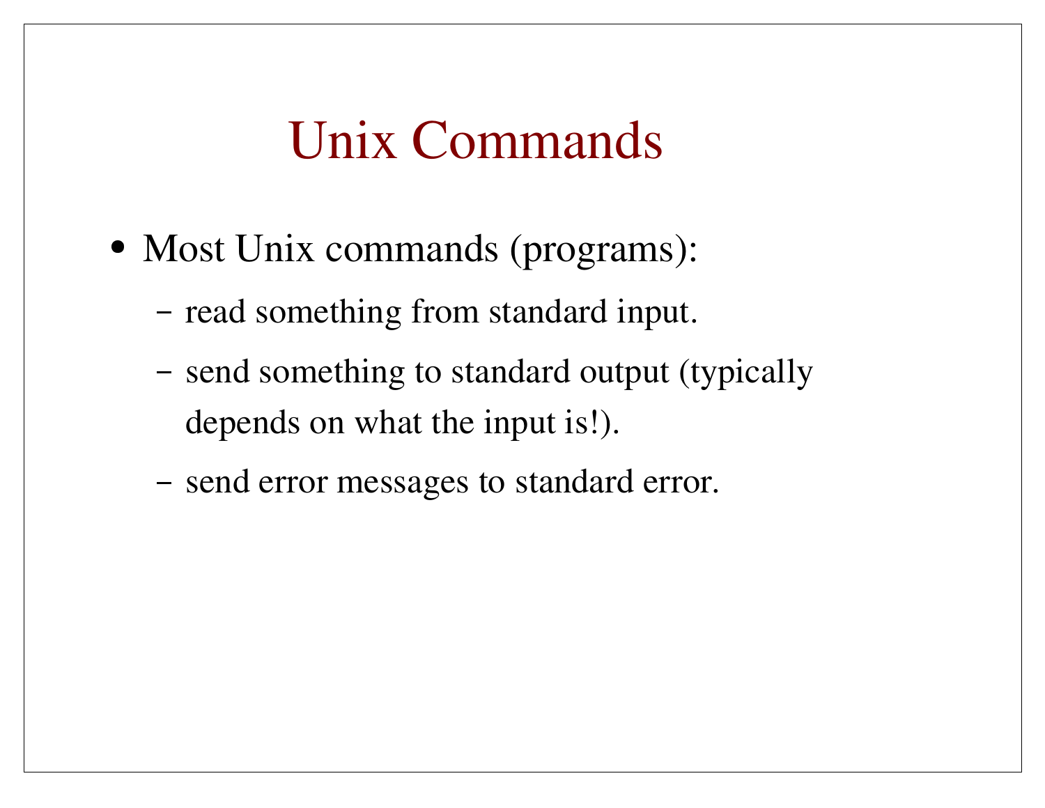# Unix Commands

- Most Unix commands (programs):
  - read something from standard input.
  - send something to standard output (typically depends on what the input is!).
  - send error messages to standard error.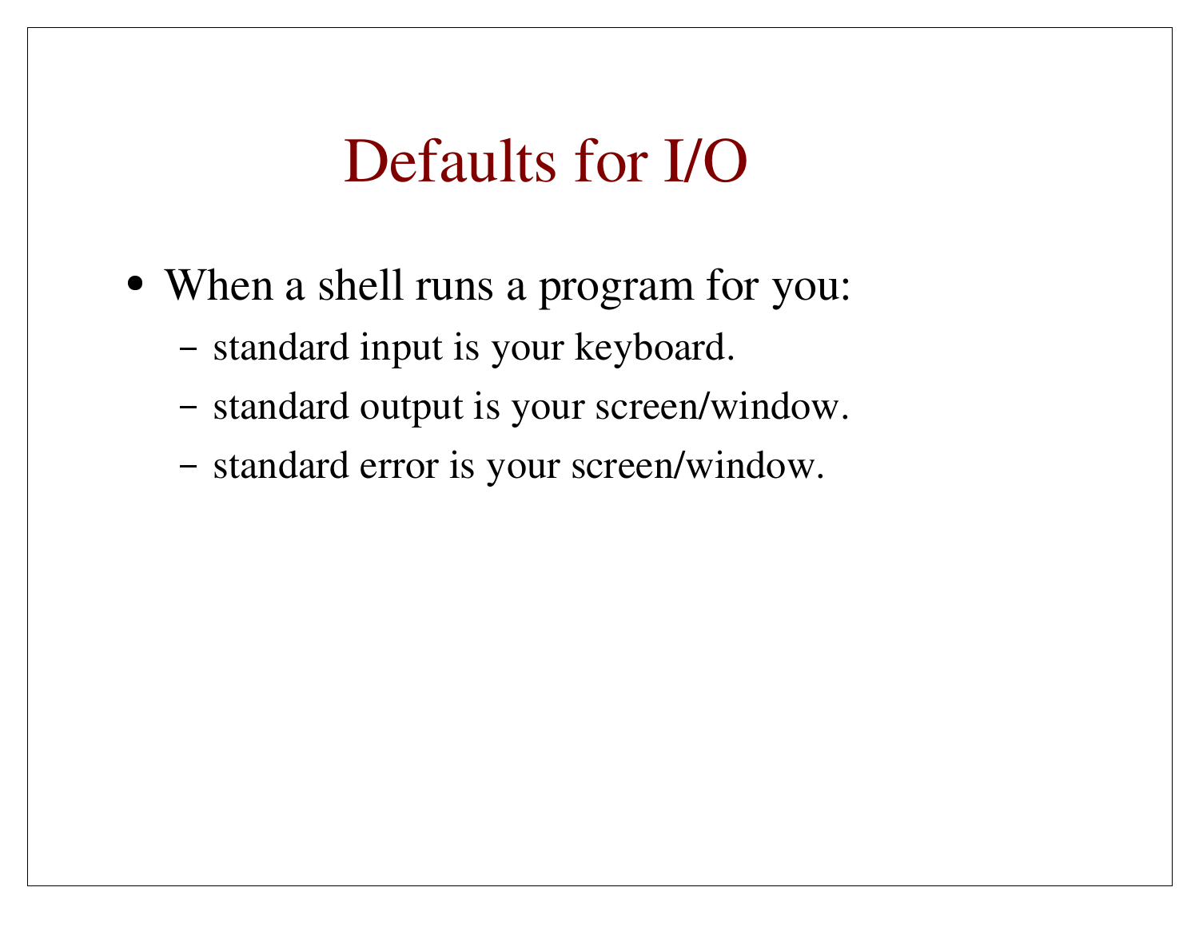# Defaults for I/O

- When a shell runs a program for you:
  - standard input is your keyboard.
  - standard output is your screen/window.
  - standard error is your screen/window.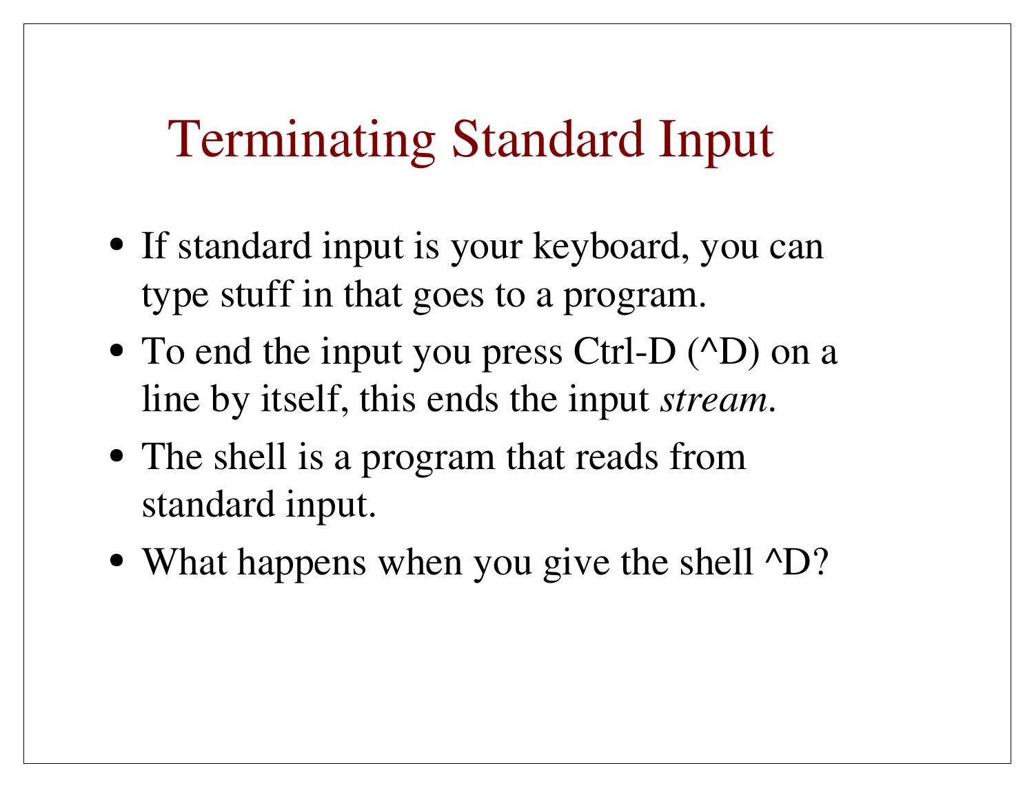# Terminating Standard Input

- If standard input is your keyboard, you can type stuff in that goes to a program.
- To end the input you press Ctrl-D (^D) on a line by itself, this ends the input *stream*.
- The shell is a program that reads from standard input.
- What happens when you give the shell ^D?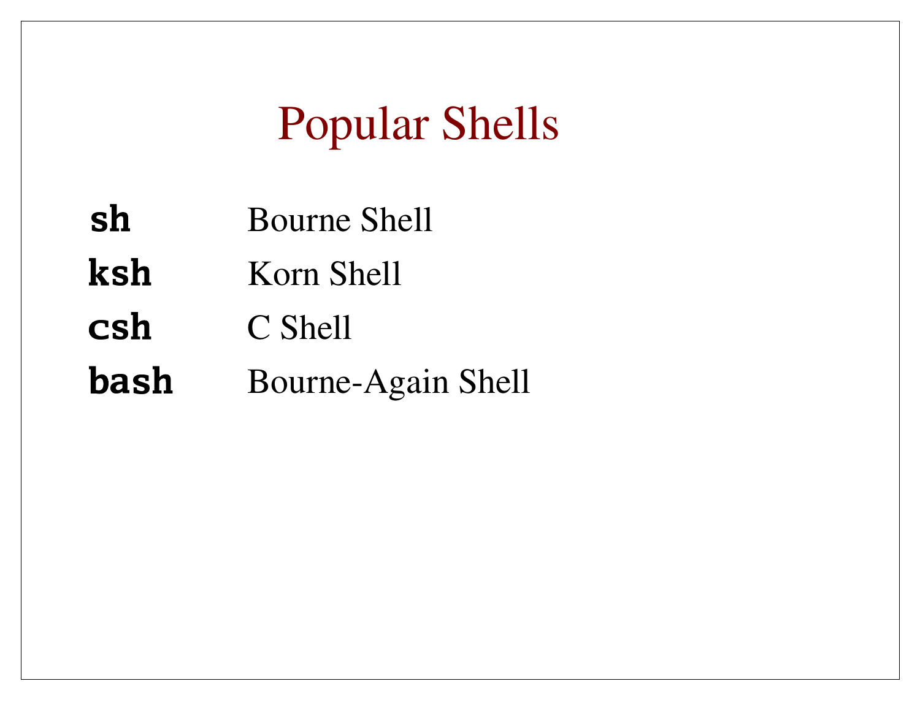# Popular Shells

| | |
|---|---|
| **`sh`** | Bourne Shell |
| **`ksh`** | Korn Shell |
| **`csh`** | C Shell |
| **`bash`** | Bourne-Again Shell |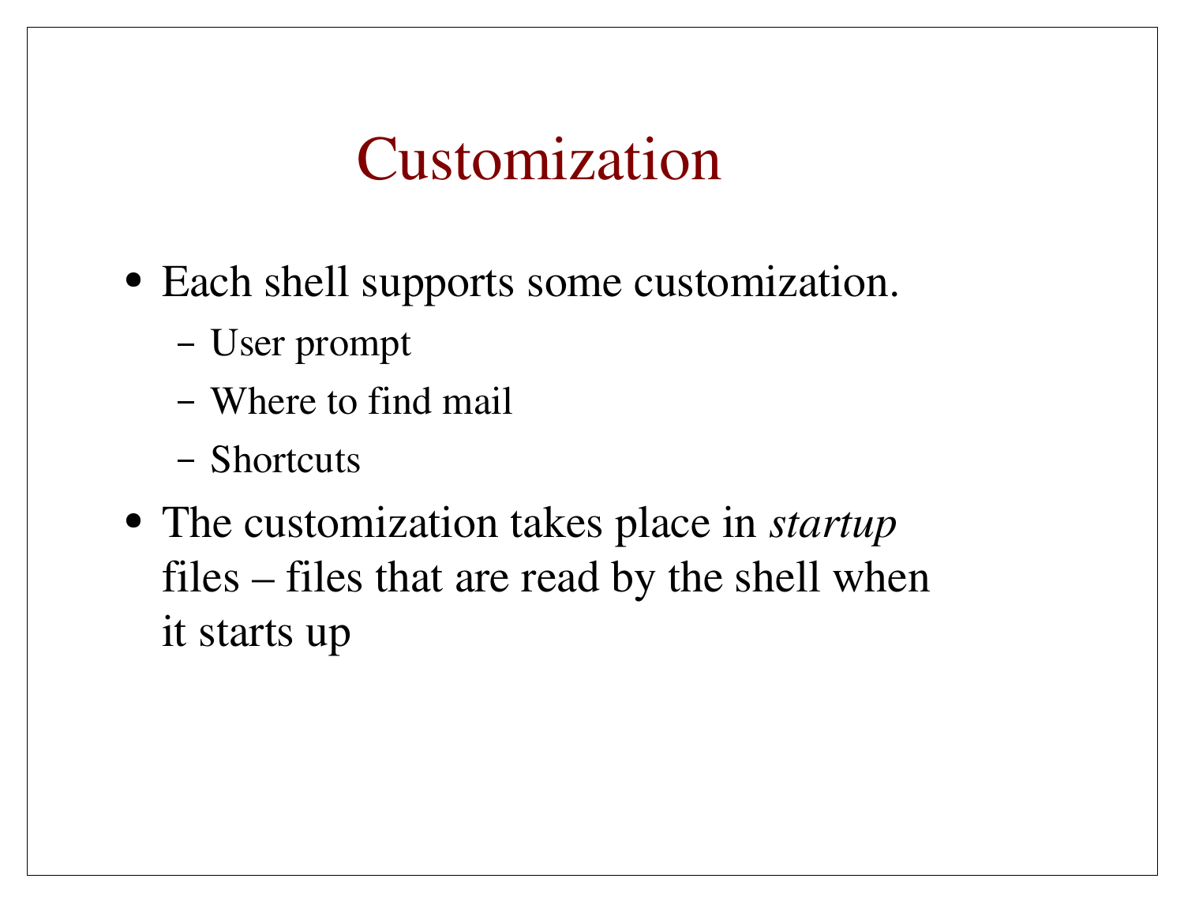# Customization

- Each shell supports some customization.
  - User prompt
  - Where to find mail
  - Shortcuts
- The customization takes place in *startup* files – files that are read by the shell when it starts up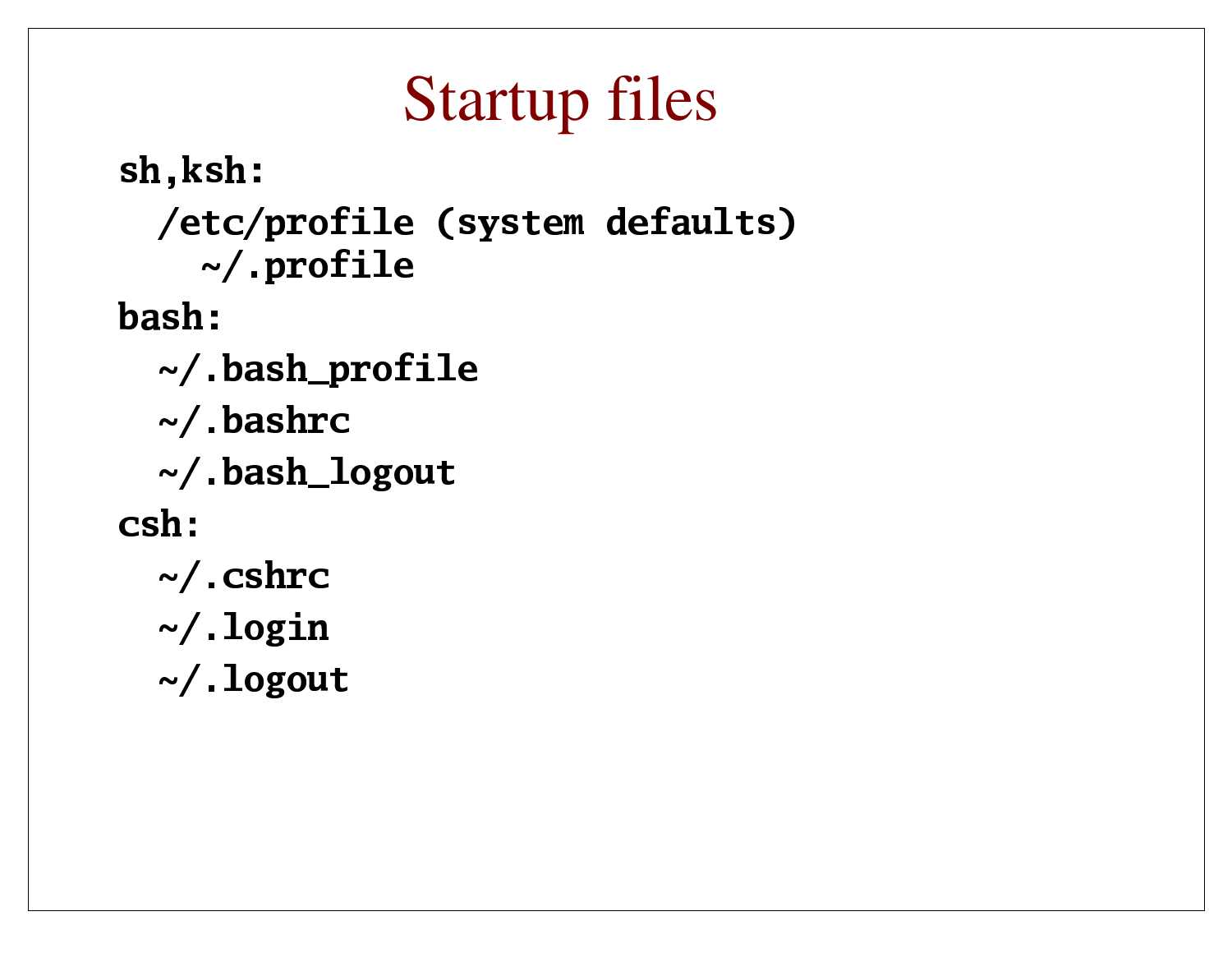# Startup files

**sh,ksh:**

```
/etc/profile (system defaults)
  ~/.profile
```

**bash:**

```
~/.bash_profile
~/.bashrc
~/.bash_logout
```

**csh:**

```
~/.cshrc
~/.login
~/.logout
```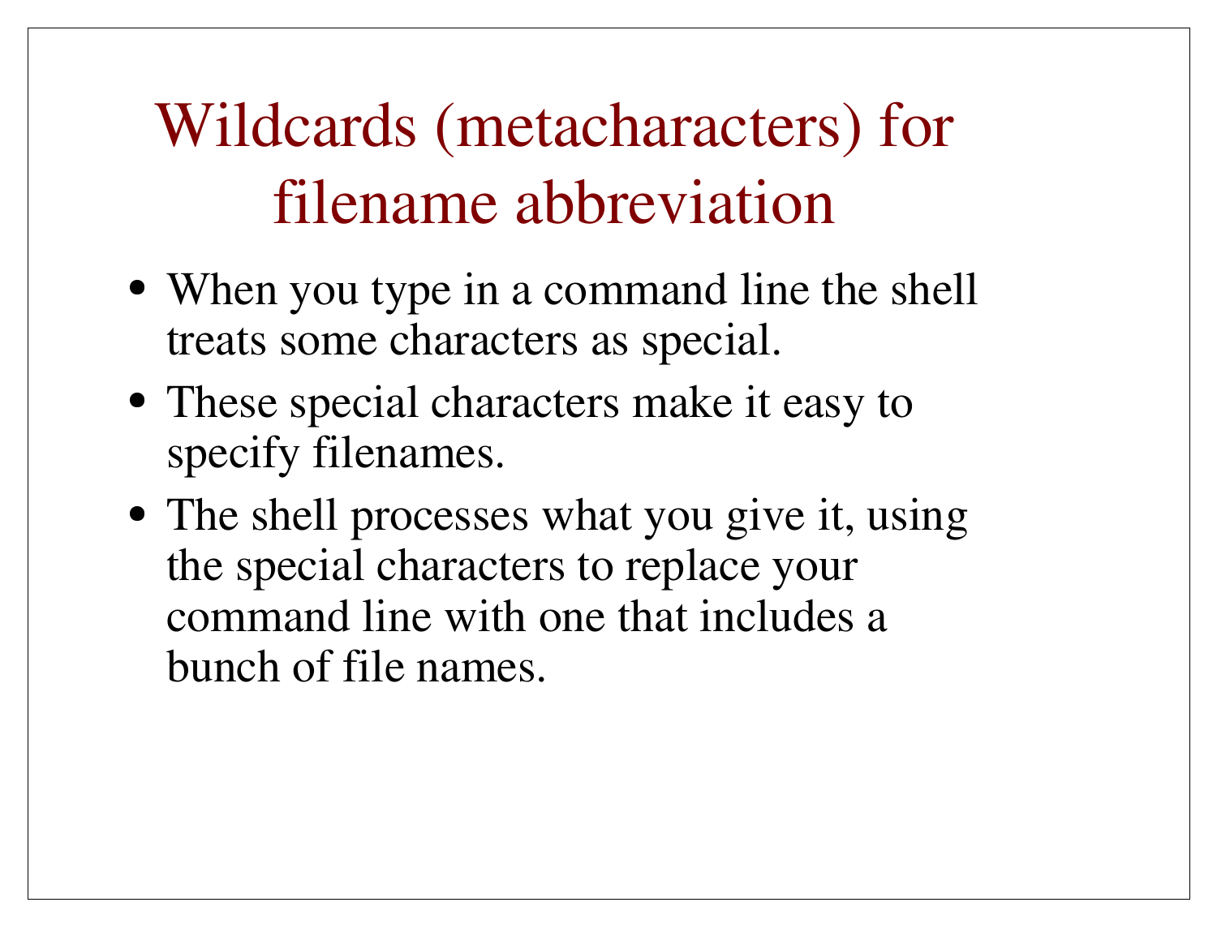# Wildcards (metacharacters) for filename abbreviation

- When you type in a command line the shell treats some characters as special.
- These special characters make it easy to specify filenames.
- The shell processes what you give it, using the special characters to replace your command line with one that includes a bunch of file names.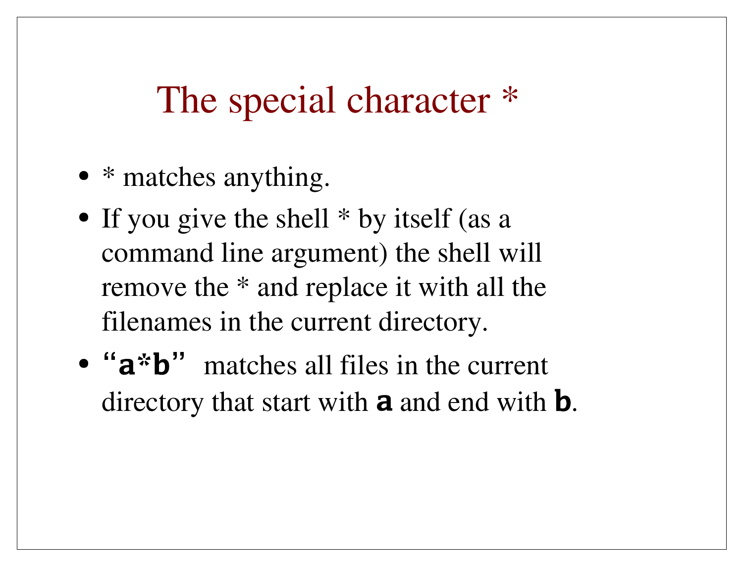# The special character *

- * matches anything.
- If you give the shell * by itself (as a command line argument) the shell will remove the * and replace it with all the filenames in the current directory.
- "**`a*b`**" matches all files in the current directory that start with **`a`** and end with **`b`**.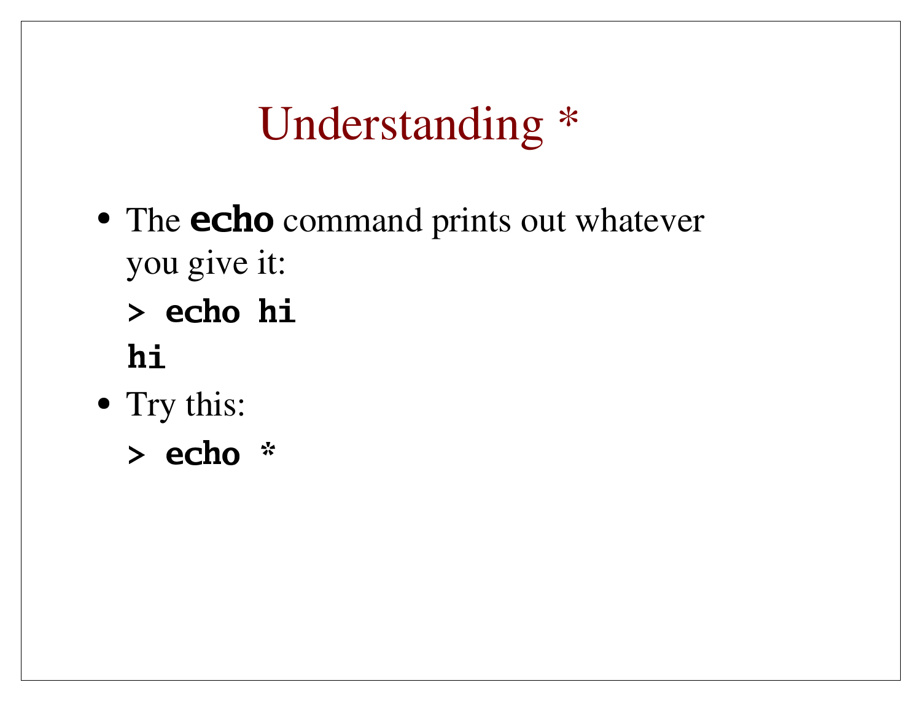# Understanding *

- The **echo** command prints out whatever you give it:

```
> echo hi
hi
```

- Try this:

```
> echo *
```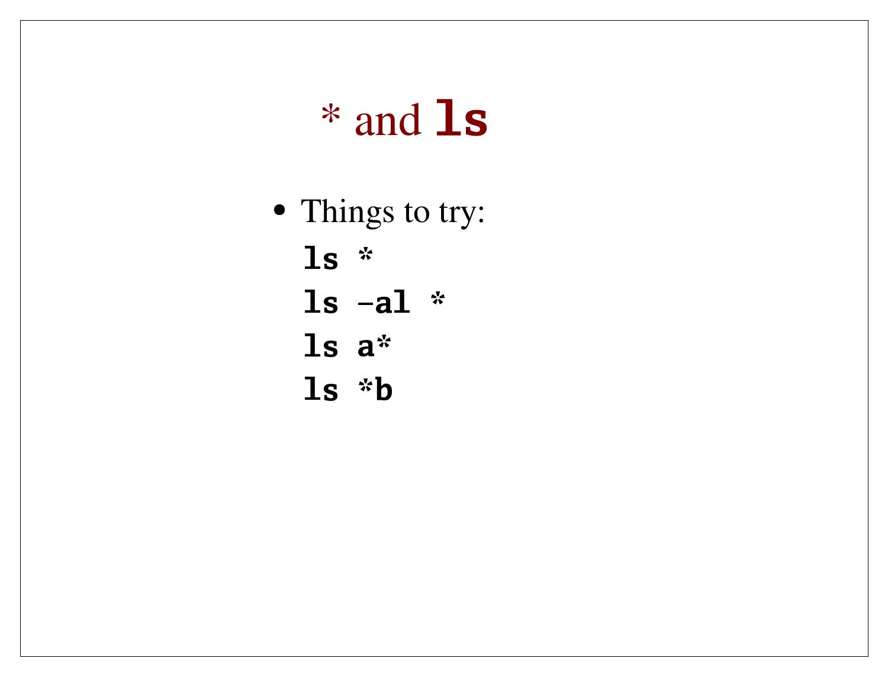# * and `ls`

- Things to try:

```
ls *
ls -al *
ls a*
ls *b
```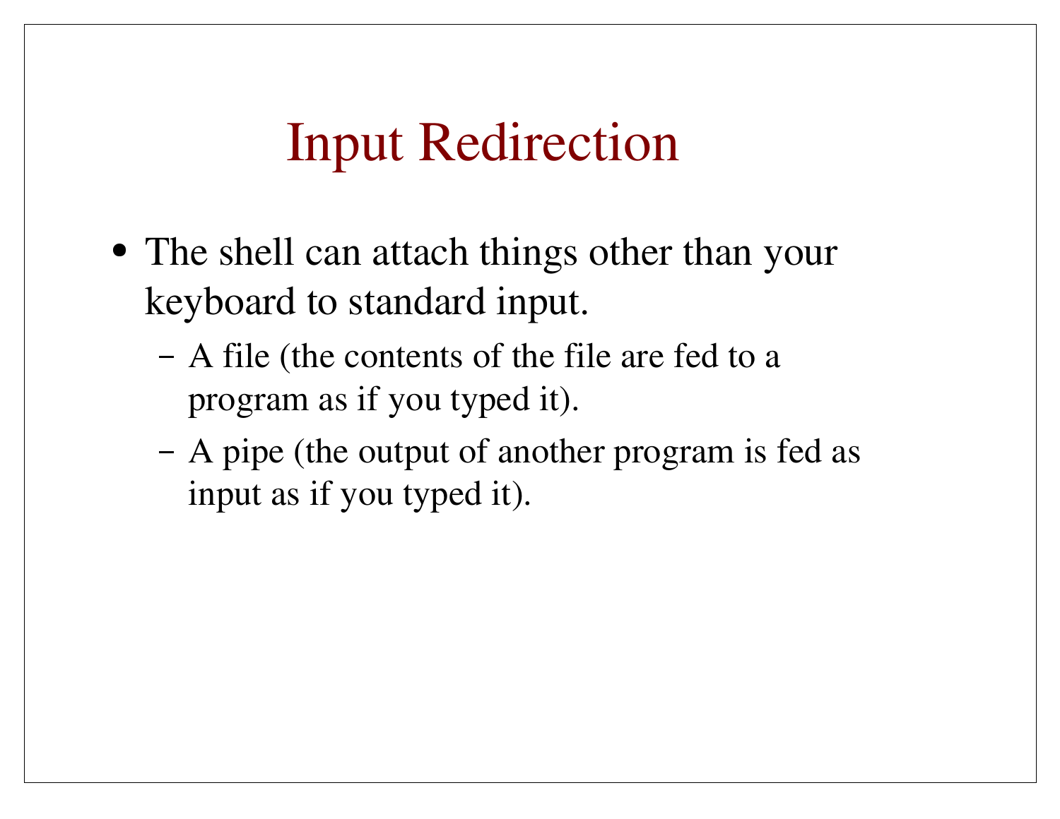# Input Redirection

- The shell can attach things other than your keyboard to standard input.
  - A file (the contents of the file are fed to a program as if you typed it).
  - A pipe (the output of another program is fed as input as if you typed it).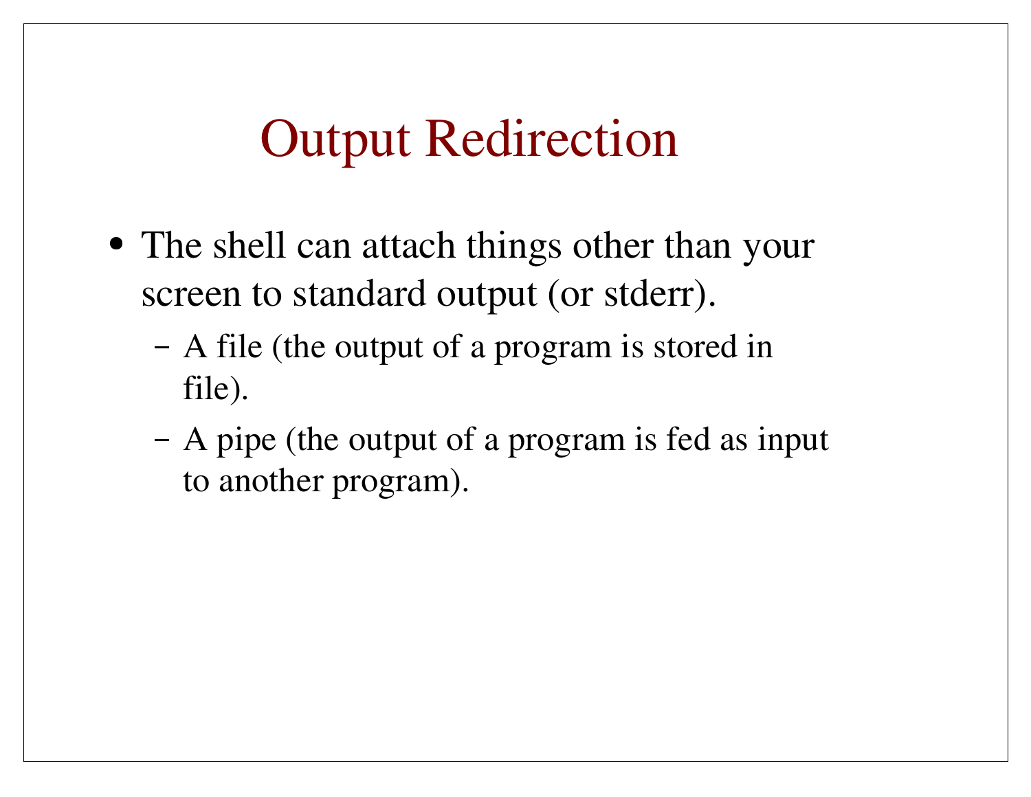# Output Redirection

- The shell can attach things other than your screen to standard output (or stderr).
  - A file (the output of a program is stored in file).
  - A pipe (the output of a program is fed as input to another program).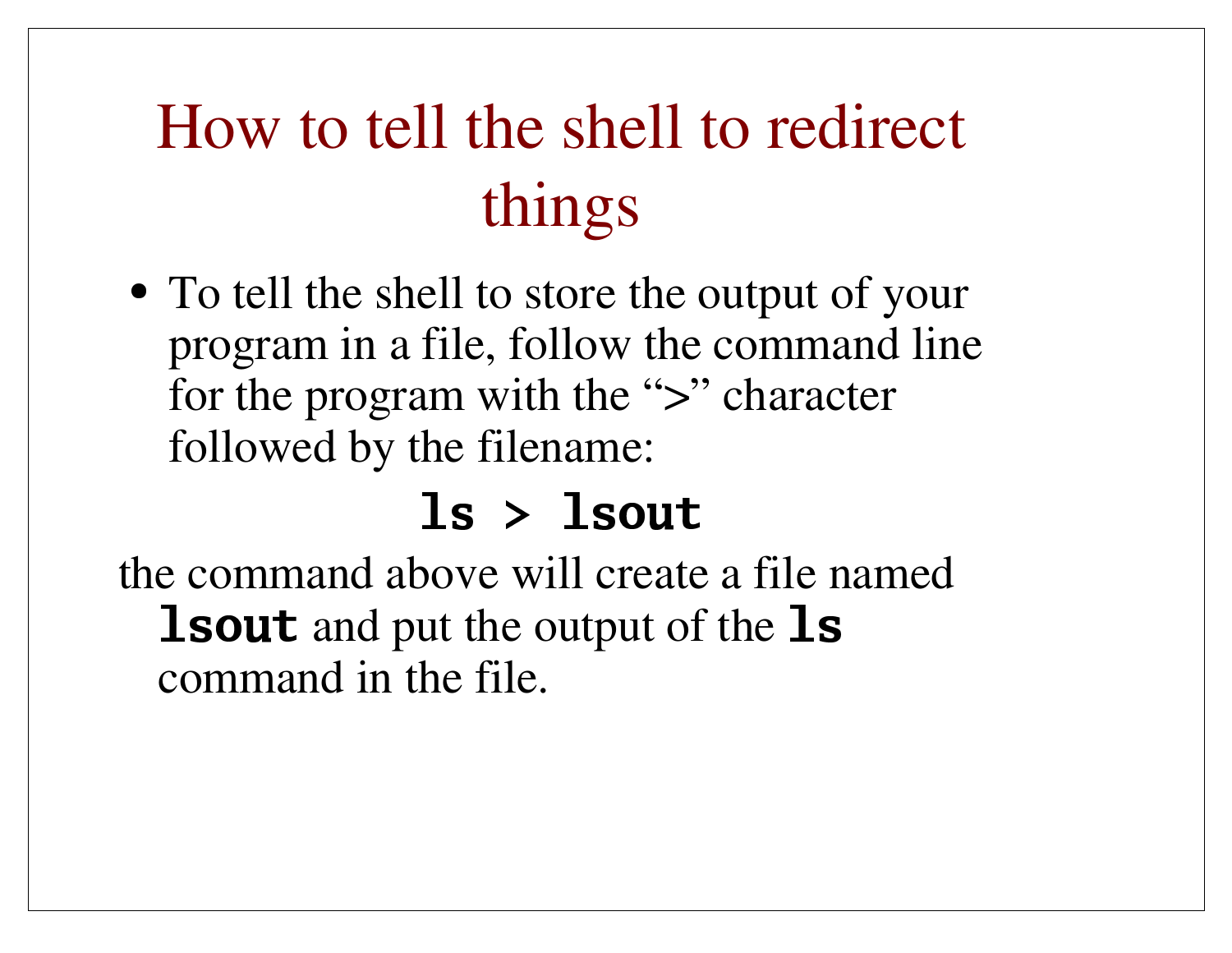# How to tell the shell to redirect things

- To tell the shell to store the output of your program in a file, follow the command line for the program with the ">" character followed by the filename:

```
ls > lsout
```

the command above will create a file named **`lsout`** and put the output of the **`ls`** command in the file.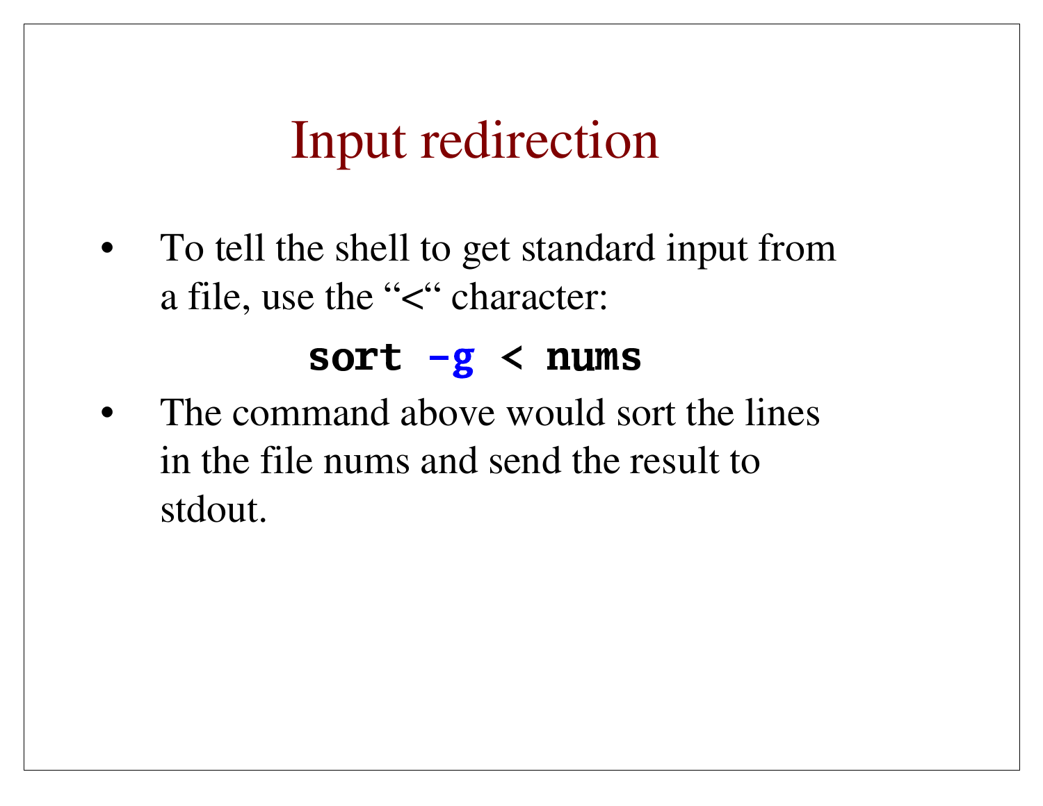# Input redirection

- To tell the shell to get standard input from a file, use the “<“ character:

```
sort -g < nums
```

- The command above would sort the lines in the file nums and send the result to stdout.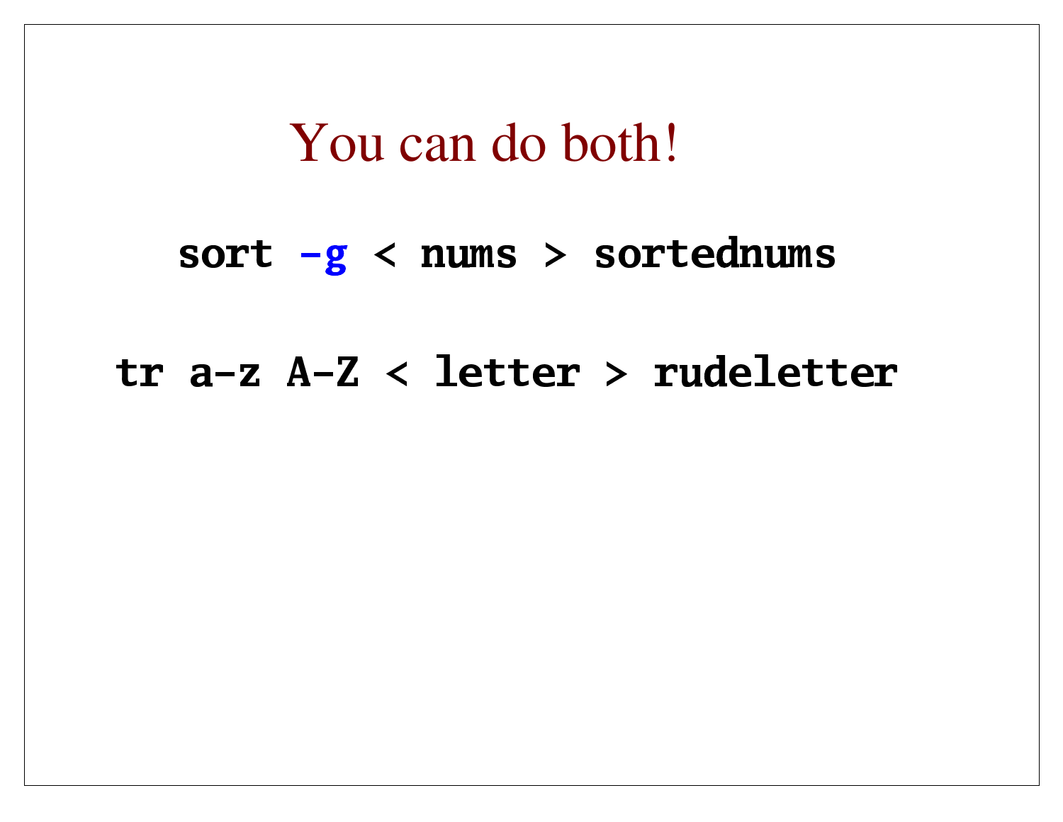# You can do both!

```
sort -g < nums > sortednums

tr a-z A-Z < letter > rudeletter
```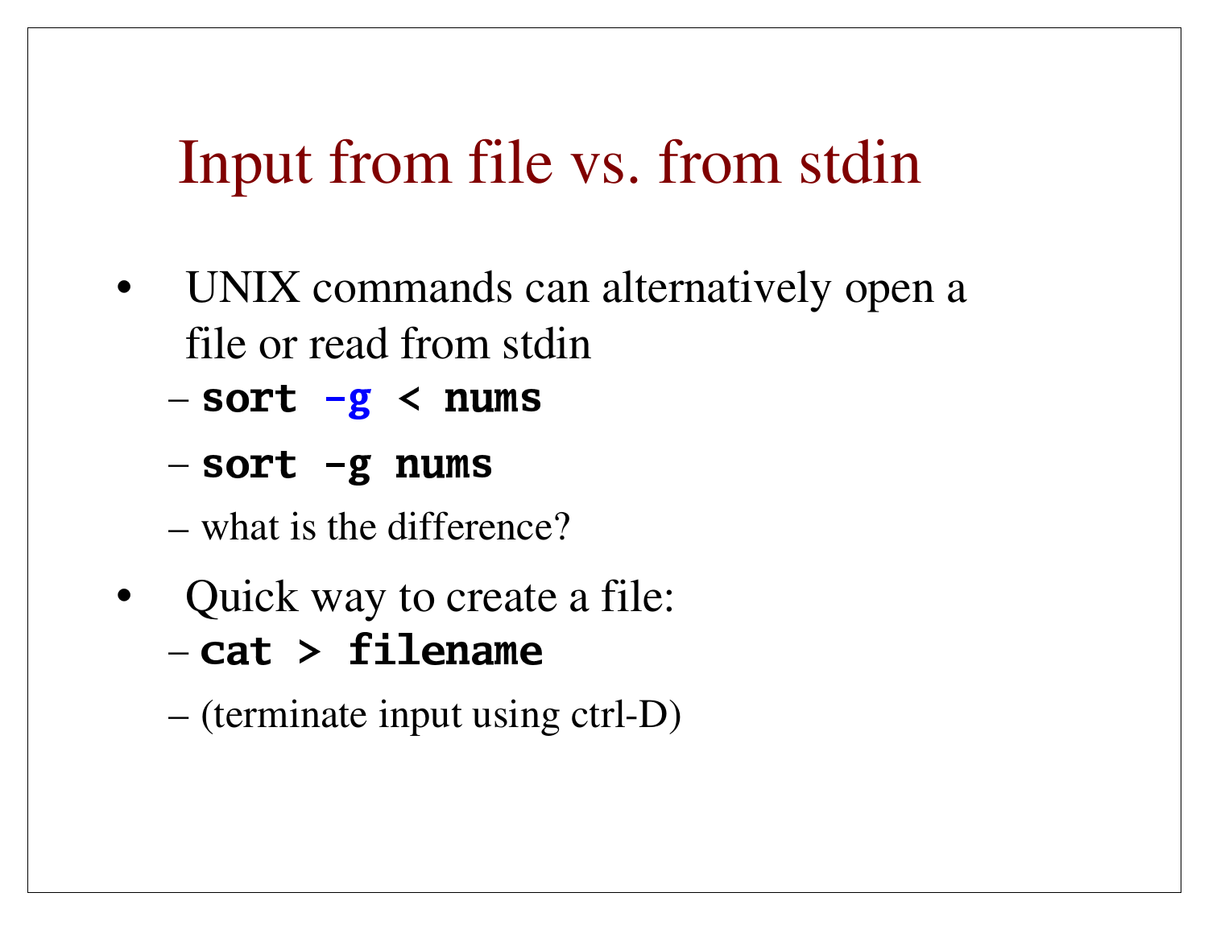# Input from file vs. from stdin

- UNIX commands can alternatively open a file or read from stdin
  - **`sort -g < nums`**
  - **`sort -g nums`**
  - what is the difference?
- Quick way to create a file:
  - **`cat > filename`**
  - (terminate input using ctrl-D)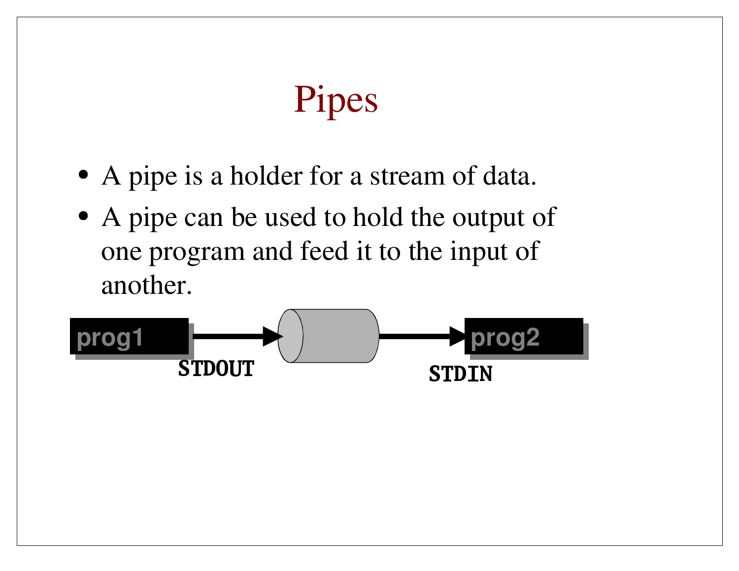# Pipes

- A pipe is a holder for a stream of data.
- A pipe can be used to hold the output of one program and feed it to the input of another.

prog1 → STDOUT → [pipe] → STDIN → prog2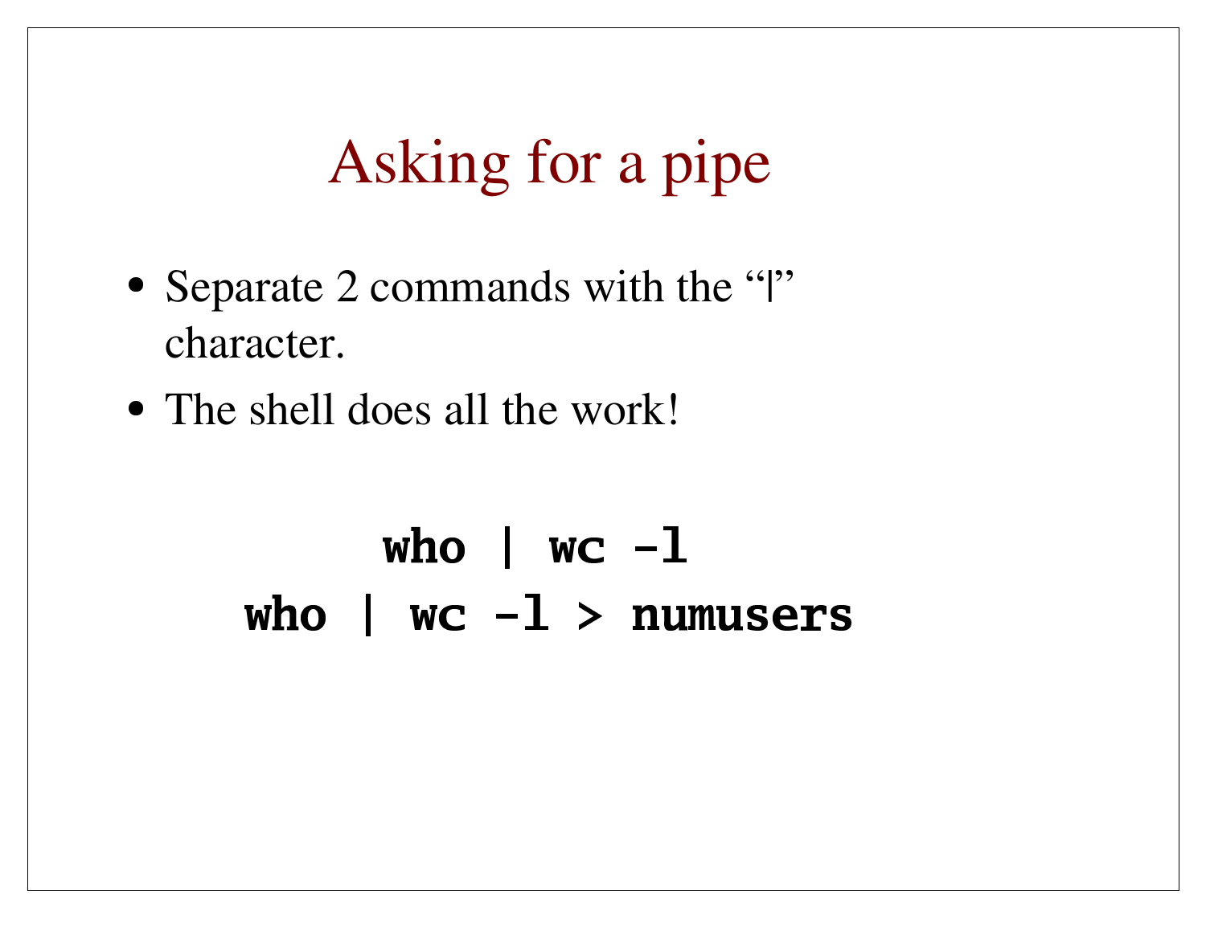# Asking for a pipe

- Separate 2 commands with the “|” character.
- The shell does all the work!

```
who | wc -l
who | wc -l > numusers
```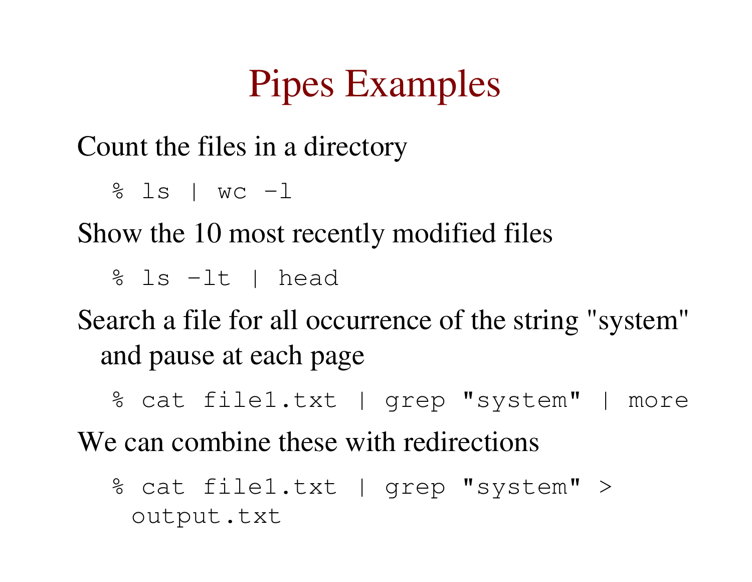# Pipes Examples

Count the files in a directory

```
% ls | wc -l
```

Show the 10 most recently modified files

```
% ls -lt | head
```

Search a file for all occurrence of the string "system" and pause at each page

```
% cat file1.txt | grep "system" | more
```

We can combine these with redirections

```
% cat file1.txt | grep "system" > output.txt
```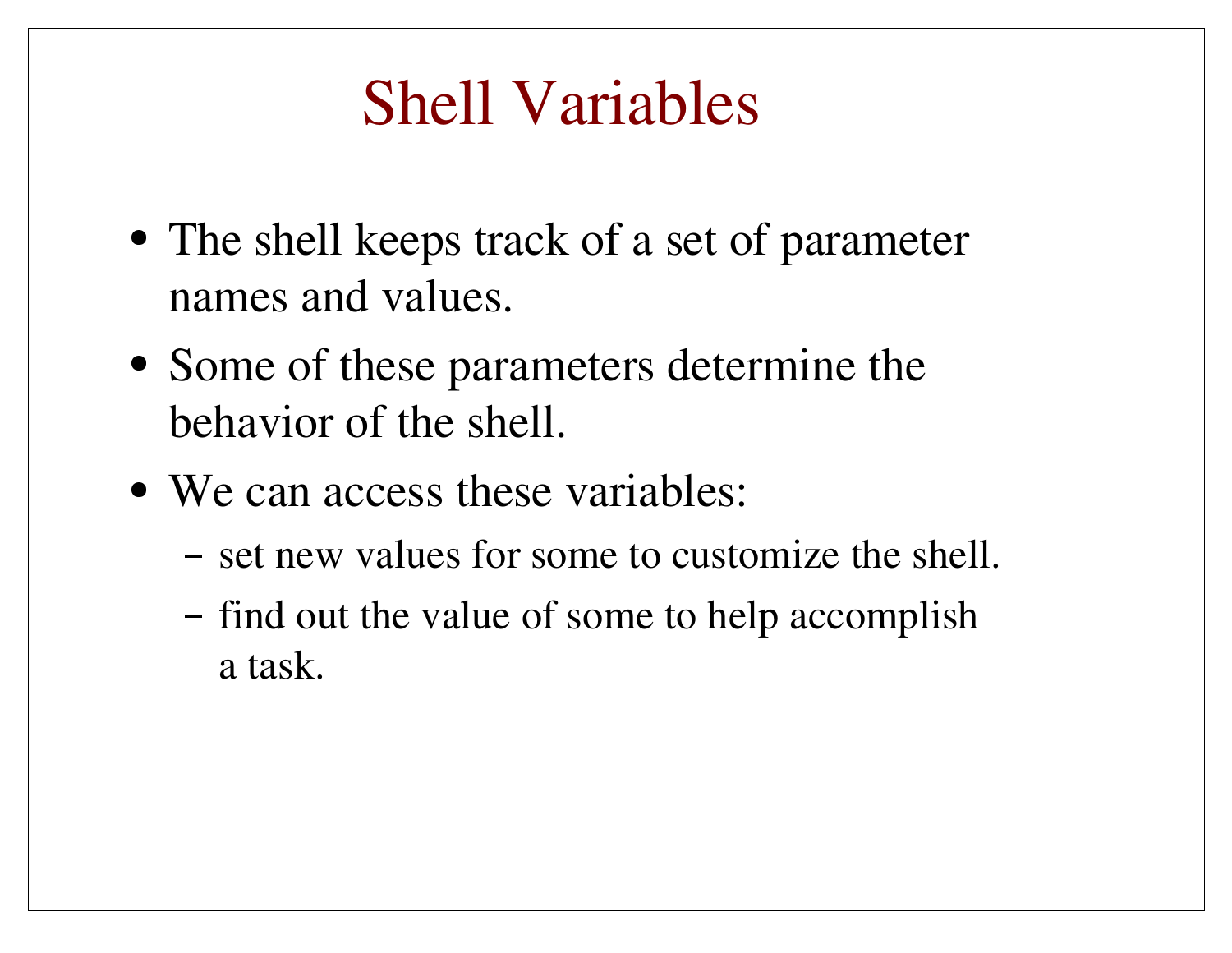# Shell Variables

- The shell keeps track of a set of parameter names and values.
- Some of these parameters determine the behavior of the shell.
- We can access these variables:
  - set new values for some to customize the shell.
  - find out the value of some to help accomplish a task.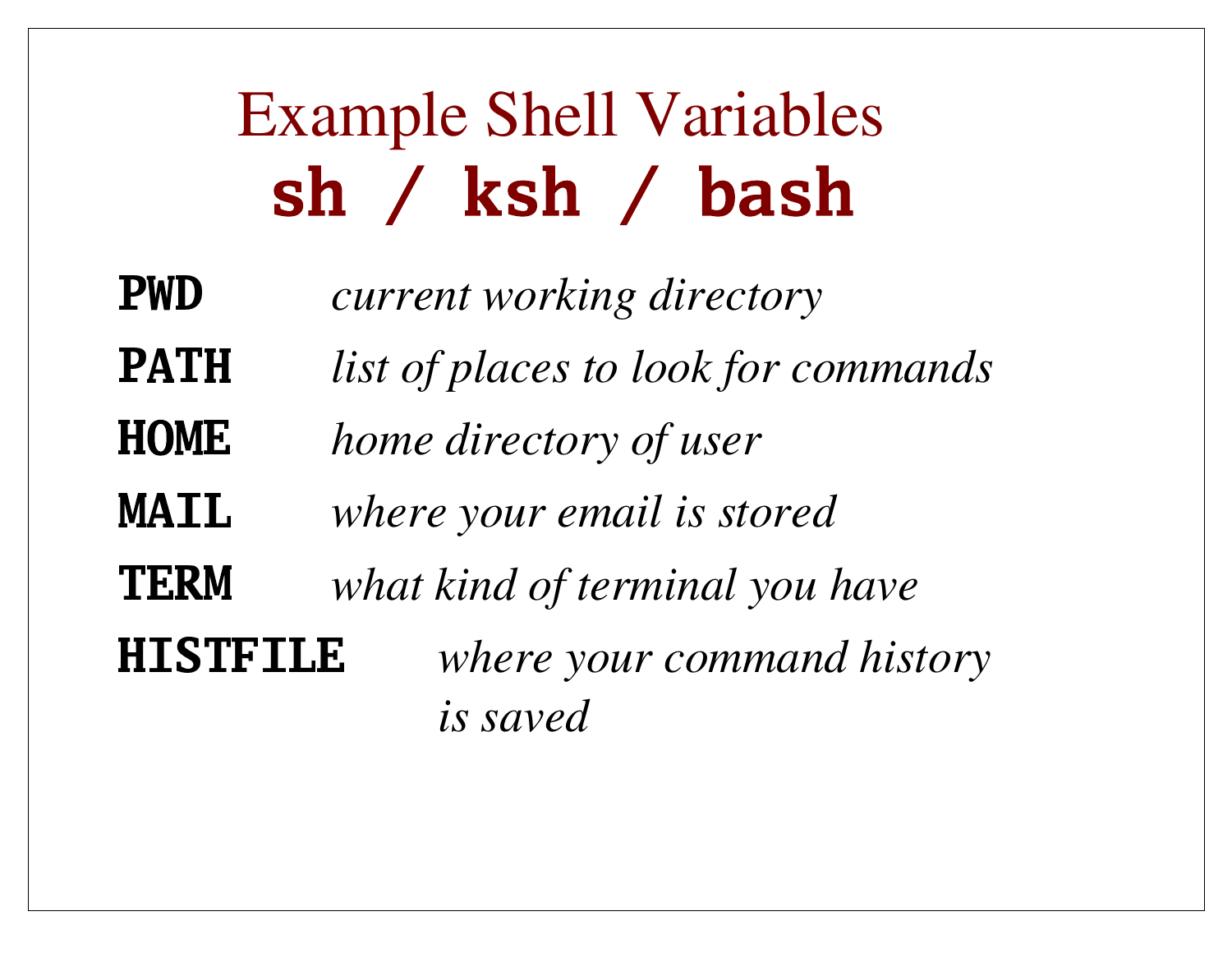# Example Shell Variables
# sh / ksh / bash

**PWD** *current working directory*

**PATH** *list of places to look for commands*

**HOME** *home directory of user*

**MAIL** *where your email is stored*

**TERM** *what kind of terminal you have*

**HISTFILE** *where your command history is saved*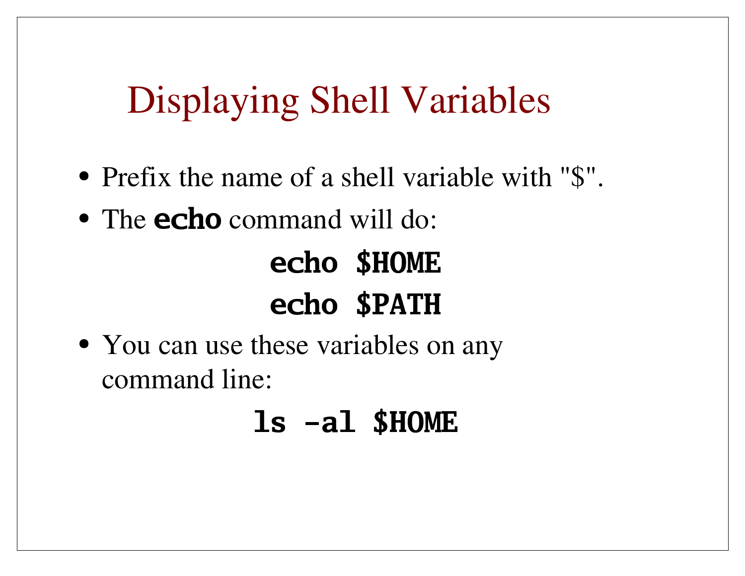# Displaying Shell Variables

- Prefix the name of a shell variable with "$".
- The **echo** command will do:

```
echo $HOME
echo $PATH
```

- You can use these variables on any command line:

```
ls -al $HOME
```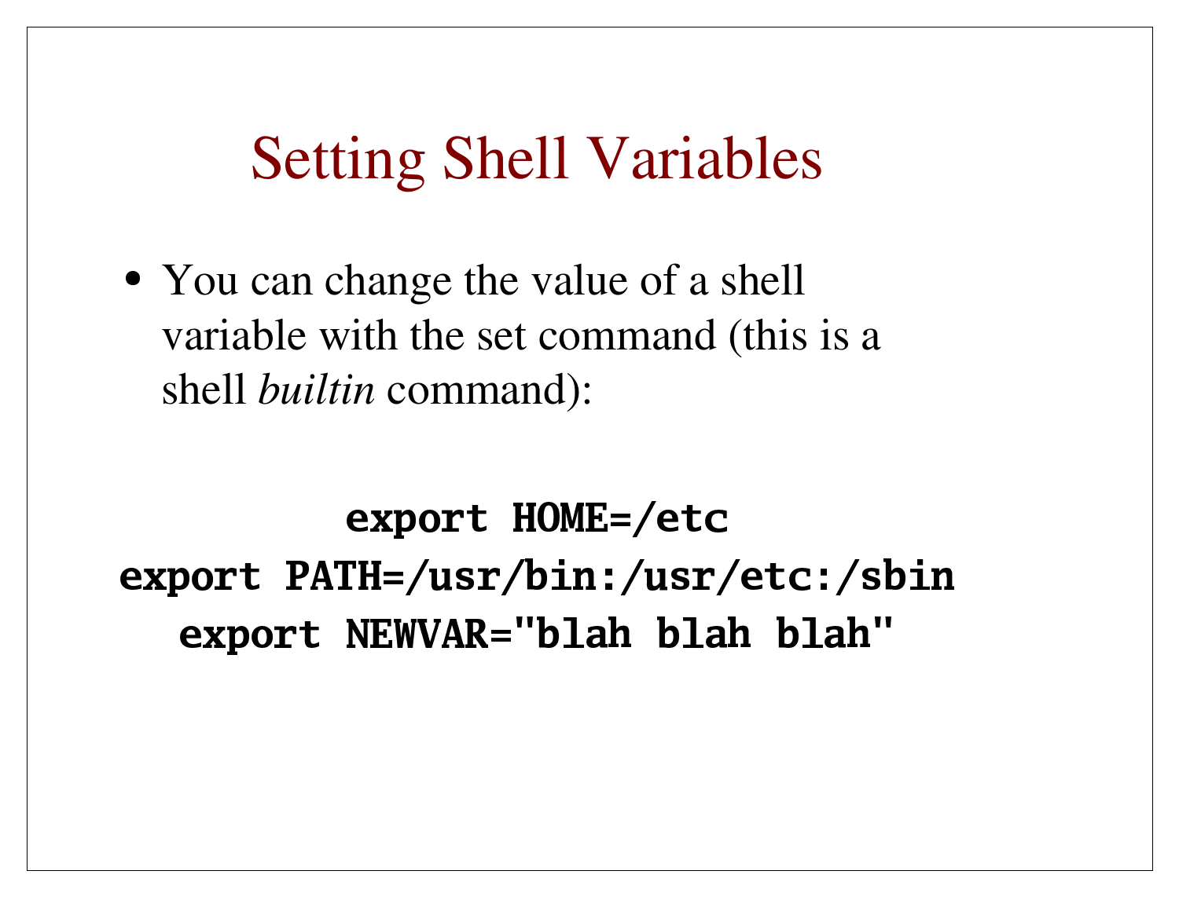# Setting Shell Variables

- You can change the value of a shell variable with the set command (this is a shell *builtin* command):

```
export HOME=/etc
export PATH=/usr/bin:/usr/etc:/sbin
export NEWVAR="blah blah blah"
```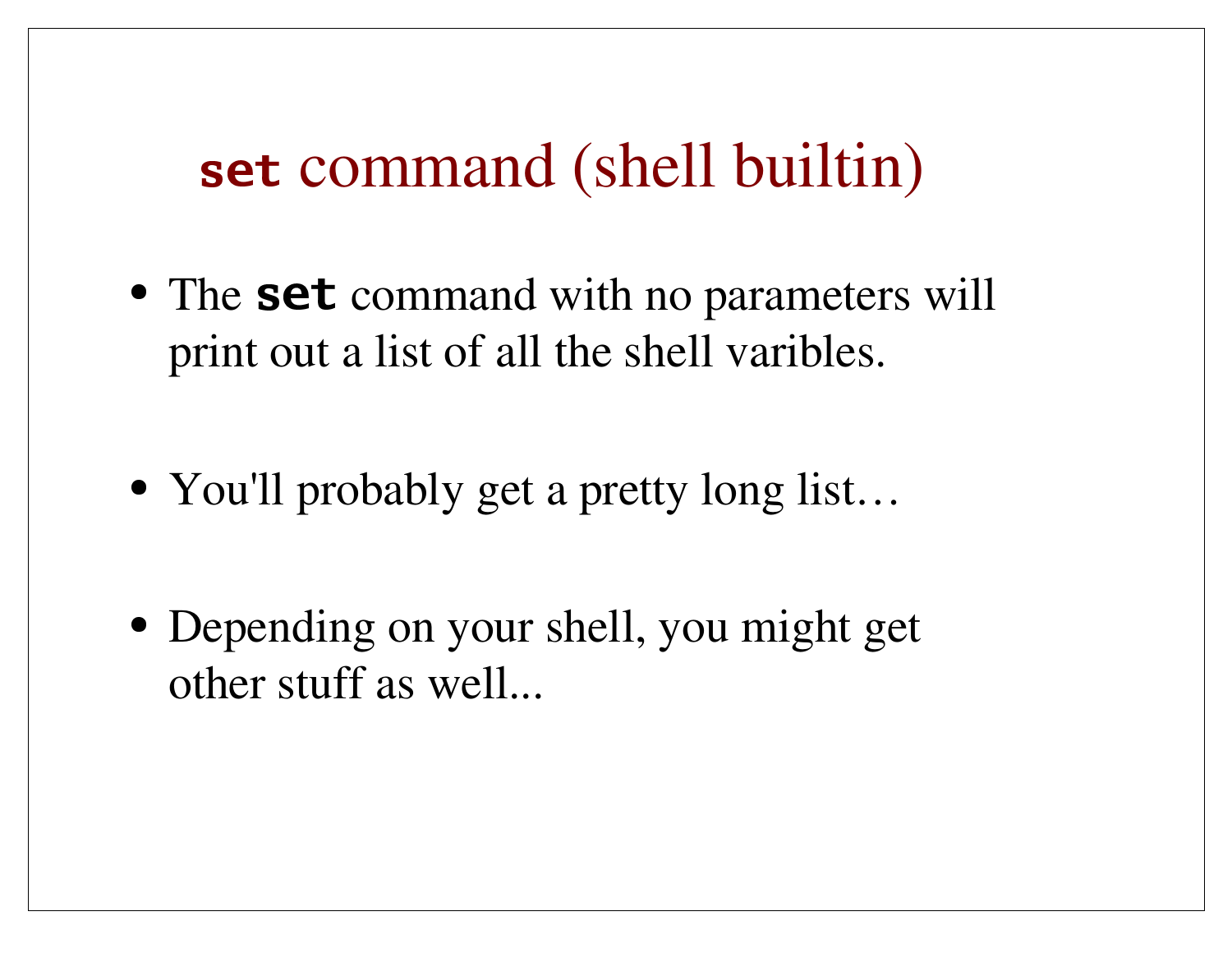# `set` command (shell builtin)

- The **`set`** command with no parameters will print out a list of all the shell varibles.

- You'll probably get a pretty long list…

- Depending on your shell, you might get other stuff as well...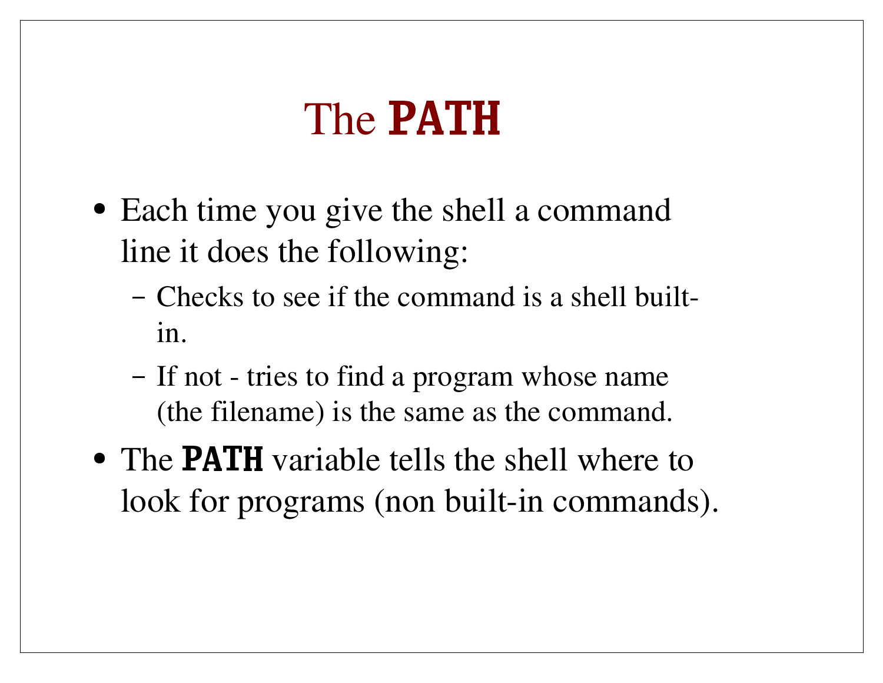# The `PATH`

- Each time you give the shell a command line it does the following:
  - Checks to see if the command is a shell built-in.
  - If not - tries to find a program whose name (the filename) is the same as the command.
- The `PATH` variable tells the shell where to look for programs (non built-in commands).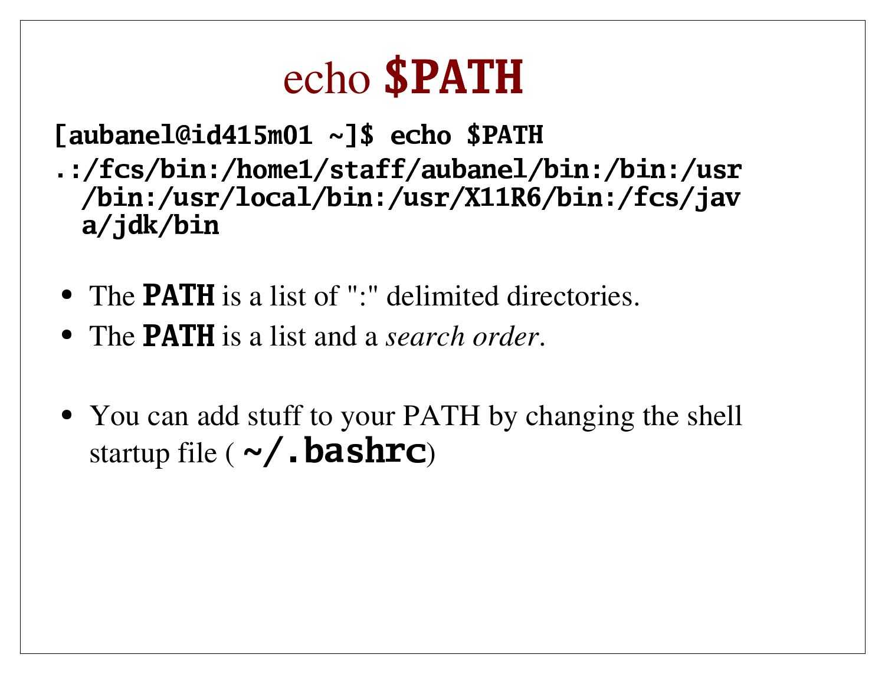# echo **$PATH**

```
[aubanel@id415m01 ~]$ echo $PATH
.:/fcs/bin:/home1/staff/aubanel/bin:/bin:/usr/bin:/usr/local/bin:/usr/X11R6/bin:/fcs/java/jdk/bin
```

- The **PATH** is a list of ":" delimited directories.
- The **PATH** is a list and a *search order*.
- You can add stuff to your PATH by changing the shell startup file ( **~/.bashrc**)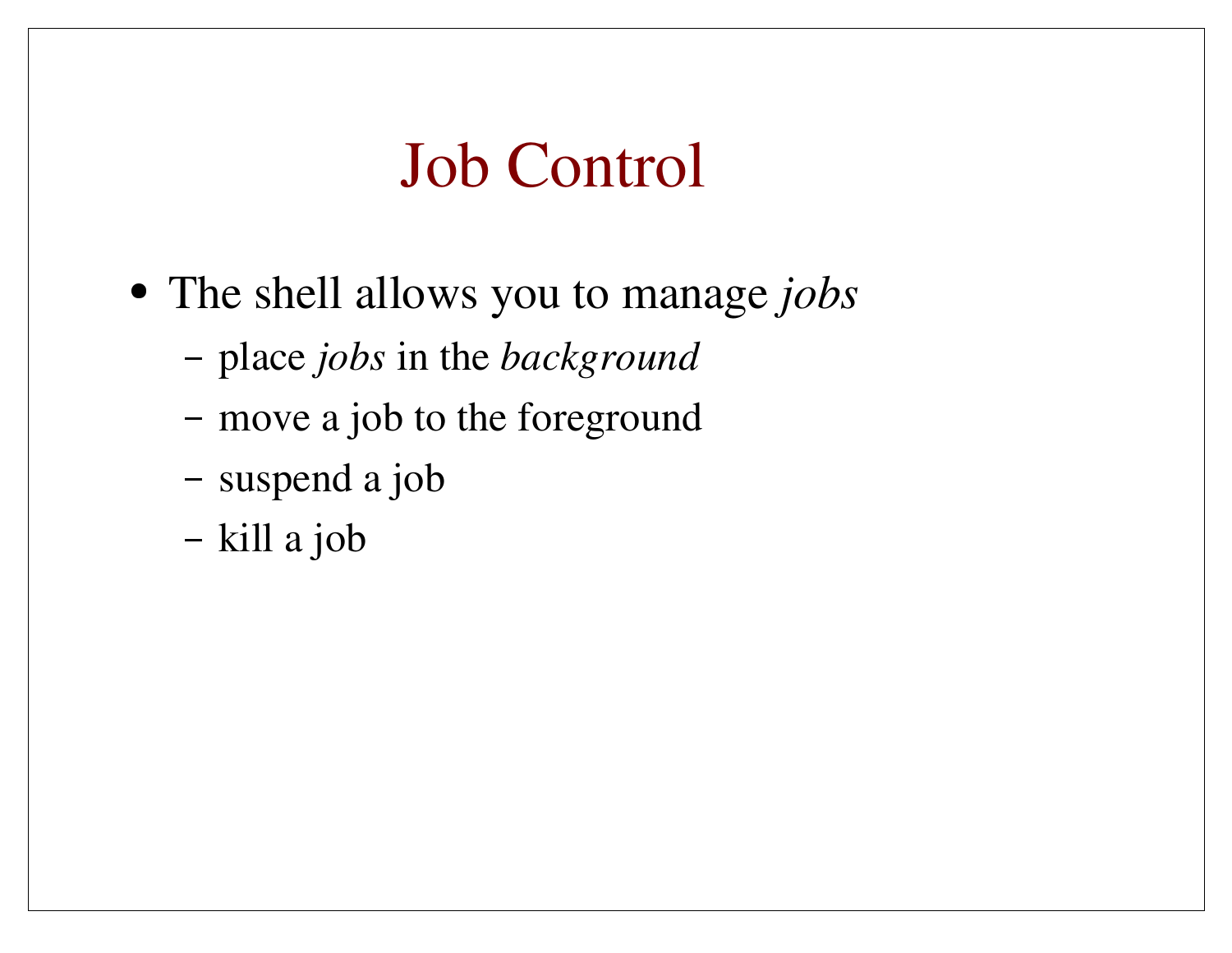# Job Control

- The shell allows you to manage *jobs*
  - place *jobs* in the *background*
  - move a job to the foreground
  - suspend a job
  - kill a job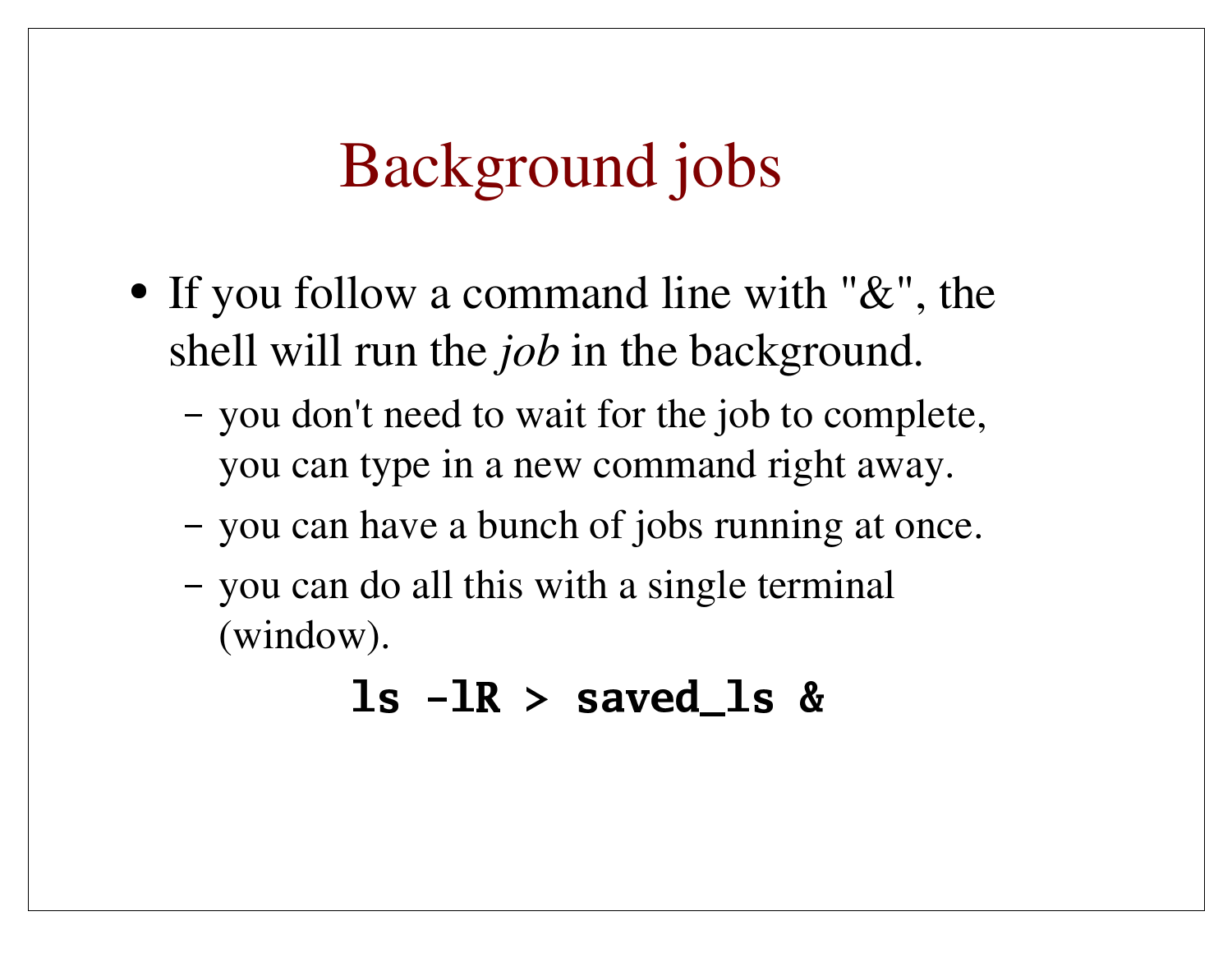# Background jobs

- If you follow a command line with "&", the shell will run the *job* in the background.
  - you don't need to wait for the job to complete, you can type in a new command right away.
  - you can have a bunch of jobs running at once.
  - you can do all this with a single terminal (window).

```
ls -lR > saved_ls &
```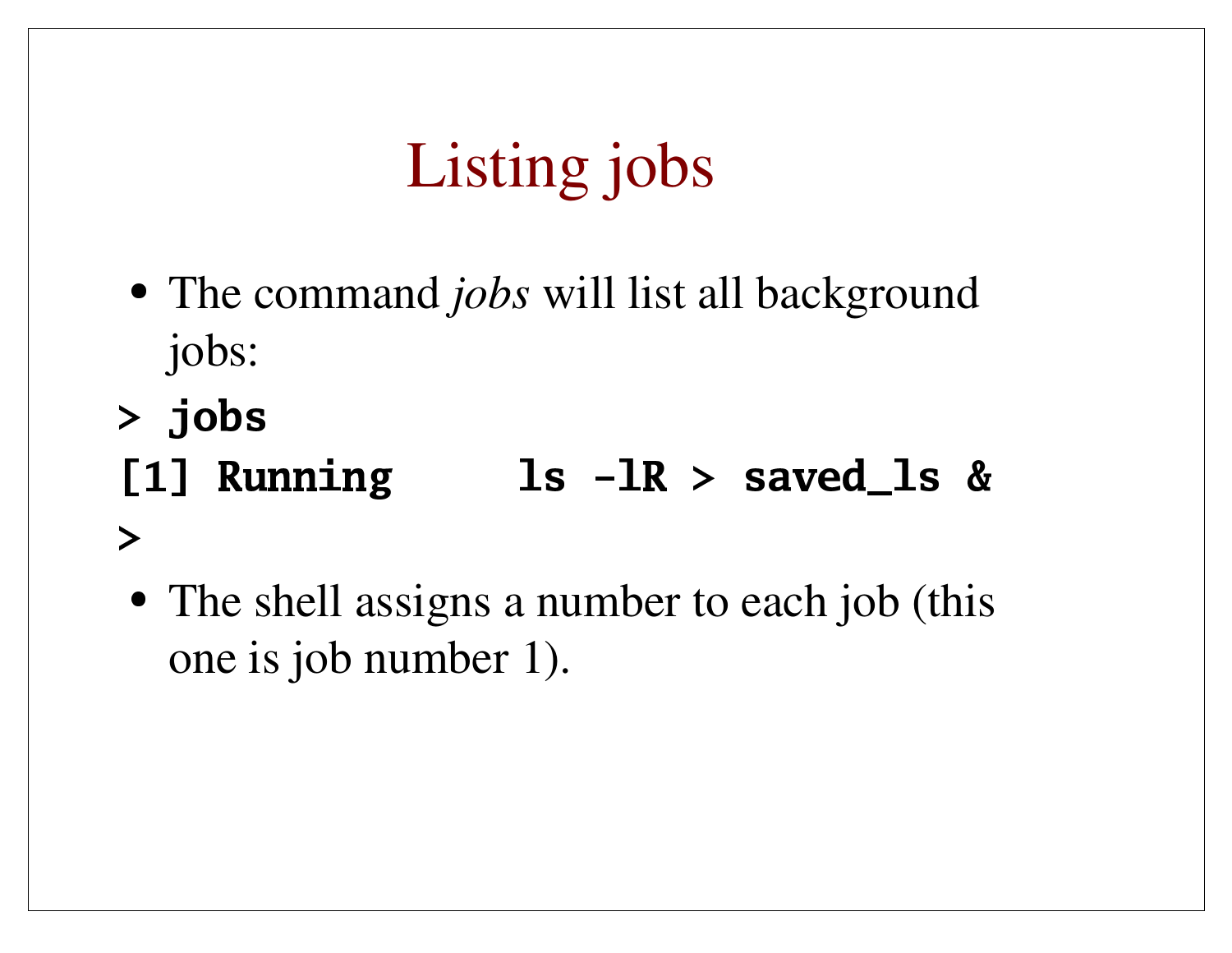# Listing jobs

- The command *jobs* will list all background jobs:

```
> jobs
[1] Running      ls -lR > saved_ls &
>
```

- The shell assigns a number to each job (this one is job number 1).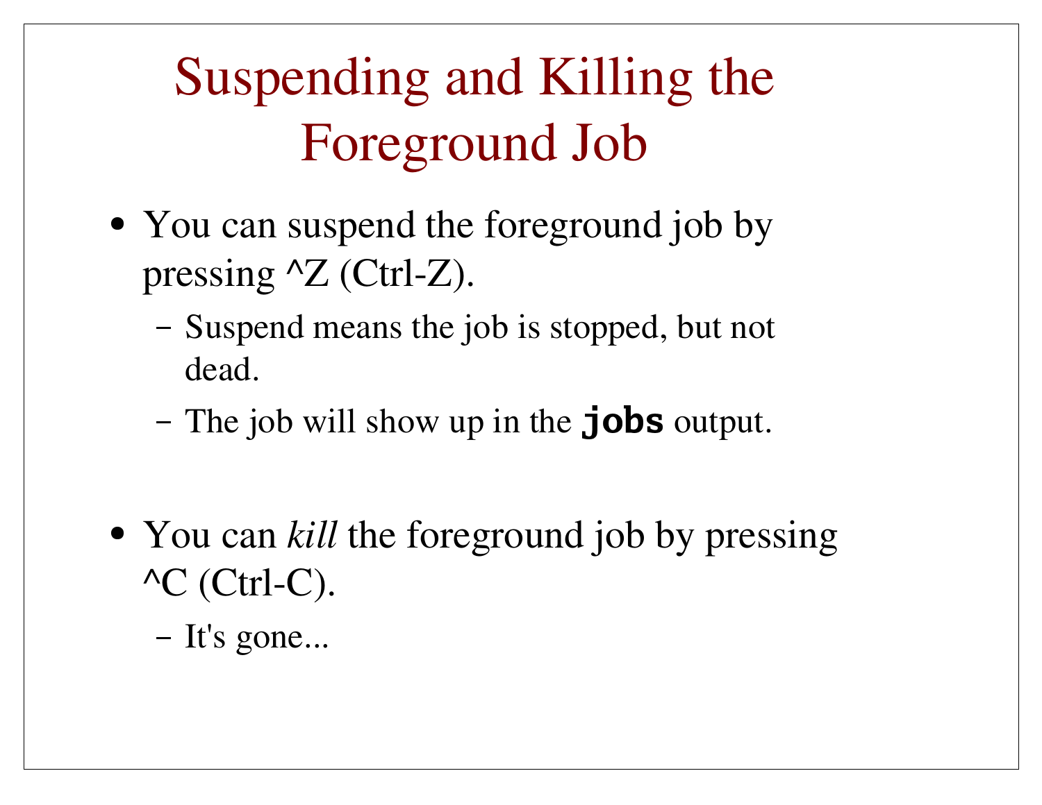# Suspending and Killing the Foreground Job

- You can suspend the foreground job by pressing ^Z (Ctrl-Z).
  - Suspend means the job is stopped, but not dead.
  - The job will show up in the **`jobs`** output.

- You can *kill* the foreground job by pressing ^C (Ctrl-C).
  - It's gone...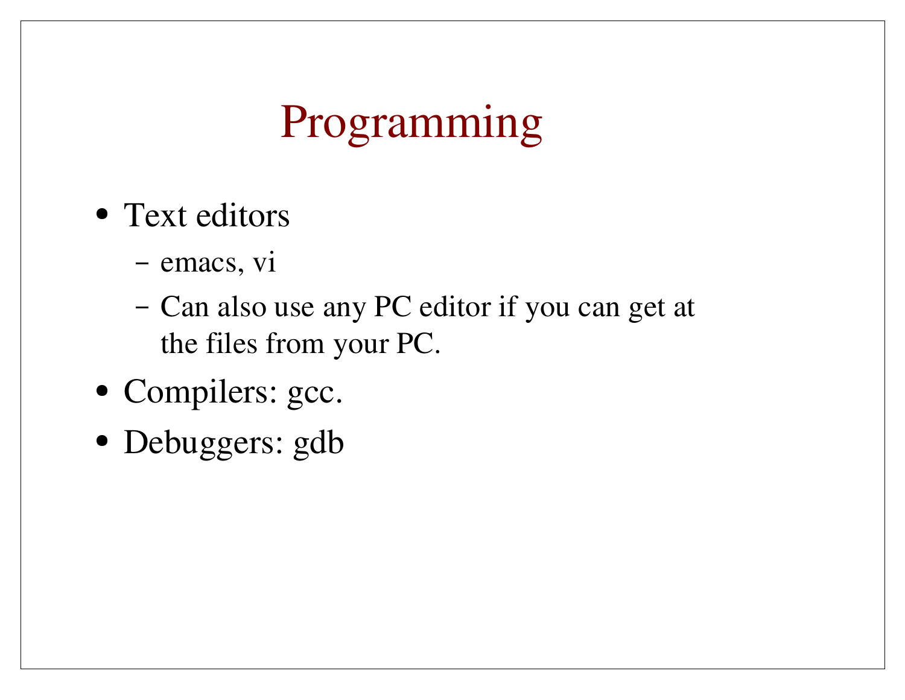# Programming

- Text editors
  - emacs, vi
  - Can also use any PC editor if you can get at the files from your PC.
- Compilers: gcc.
- Debuggers: gdb